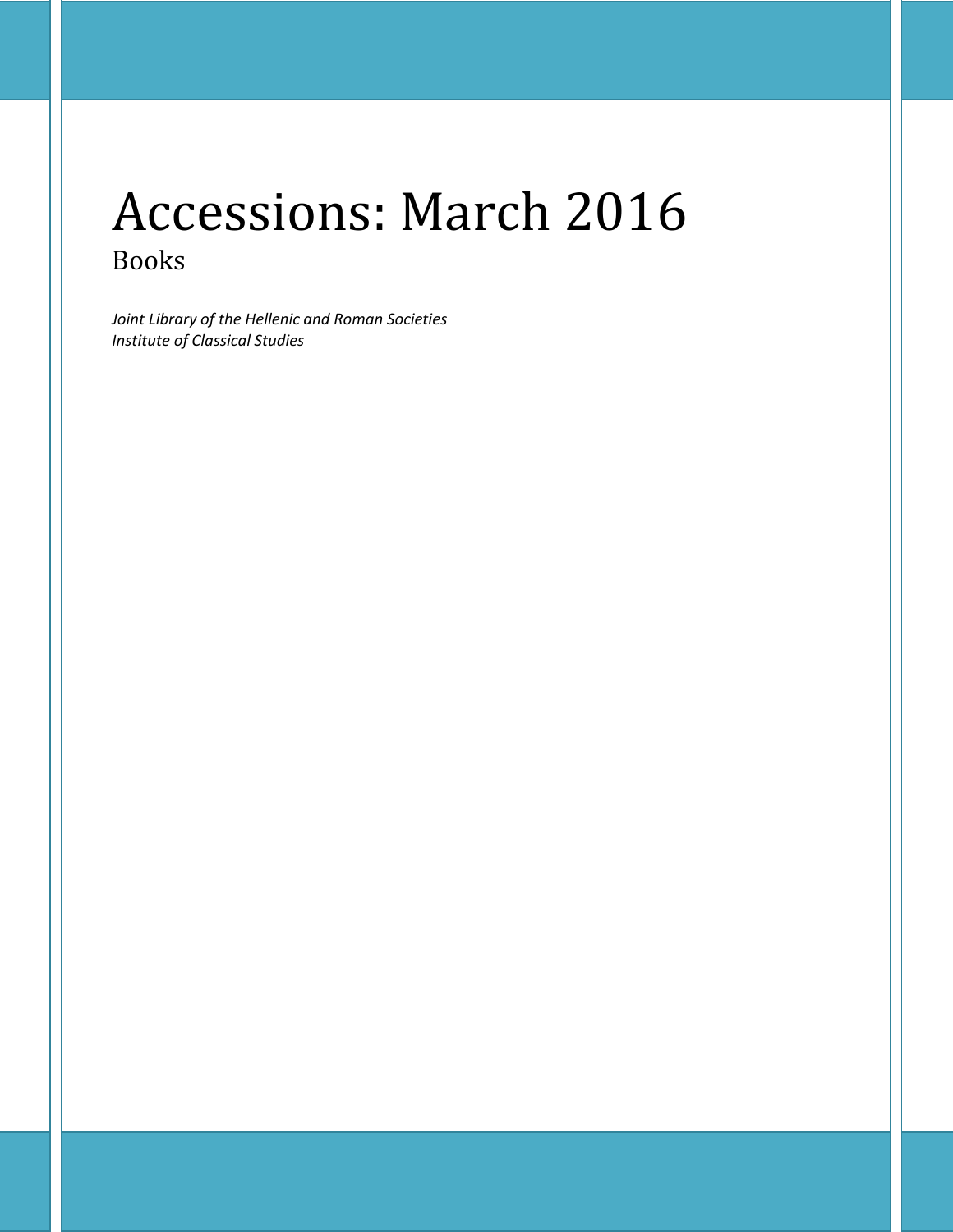# Accessions: March 2016

## Books

*Joint Library of the Hellenic and Roman Societies*
*Institute of Classical Studies*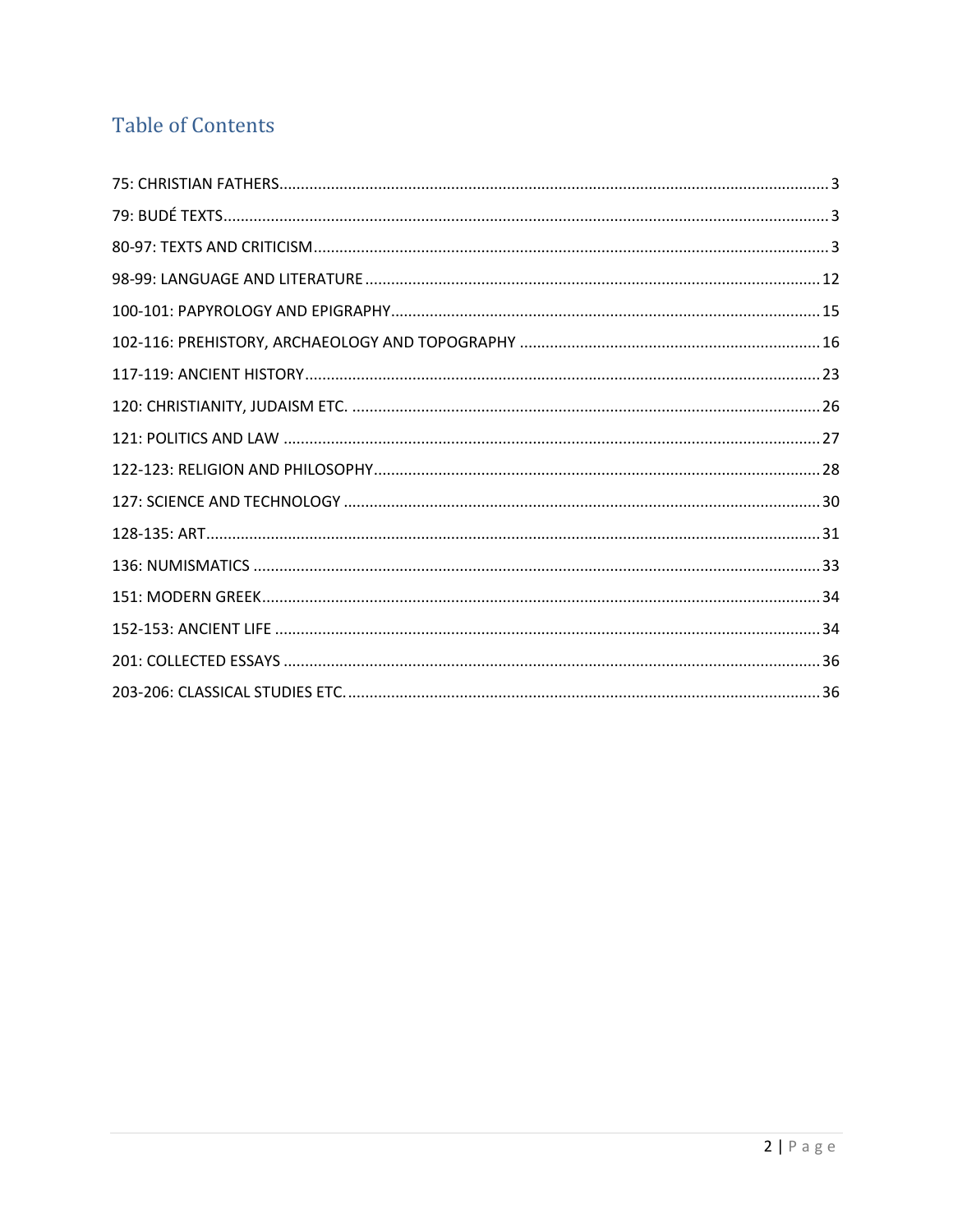# Table of Contents

75: CHRISTIAN FATHERS ........ 3
79: BUDÉ TEXTS ........ 3
80-97: TEXTS AND CRITICISM ........ 3
98-99: LANGUAGE AND LITERATURE ........ 12
100-101: PAPYROLOGY AND EPIGRAPHY ........ 15
102-116: PREHISTORY, ARCHAEOLOGY AND TOPOGRAPHY ........ 16
117-119: ANCIENT HISTORY ........ 23
120: CHRISTIANITY, JUDAISM ETC. ........ 26
121: POLITICS AND LAW ........ 27
122-123: RELIGION AND PHILOSOPHY ........ 28
127: SCIENCE AND TECHNOLOGY ........ 30
128-135: ART ........ 31
136: NUMISMATICS ........ 33
151: MODERN GREEK ........ 34
152-153: ANCIENT LIFE ........ 34
201: COLLECTED ESSAYS ........ 36
203-206: CLASSICAL STUDIES ETC. ........ 36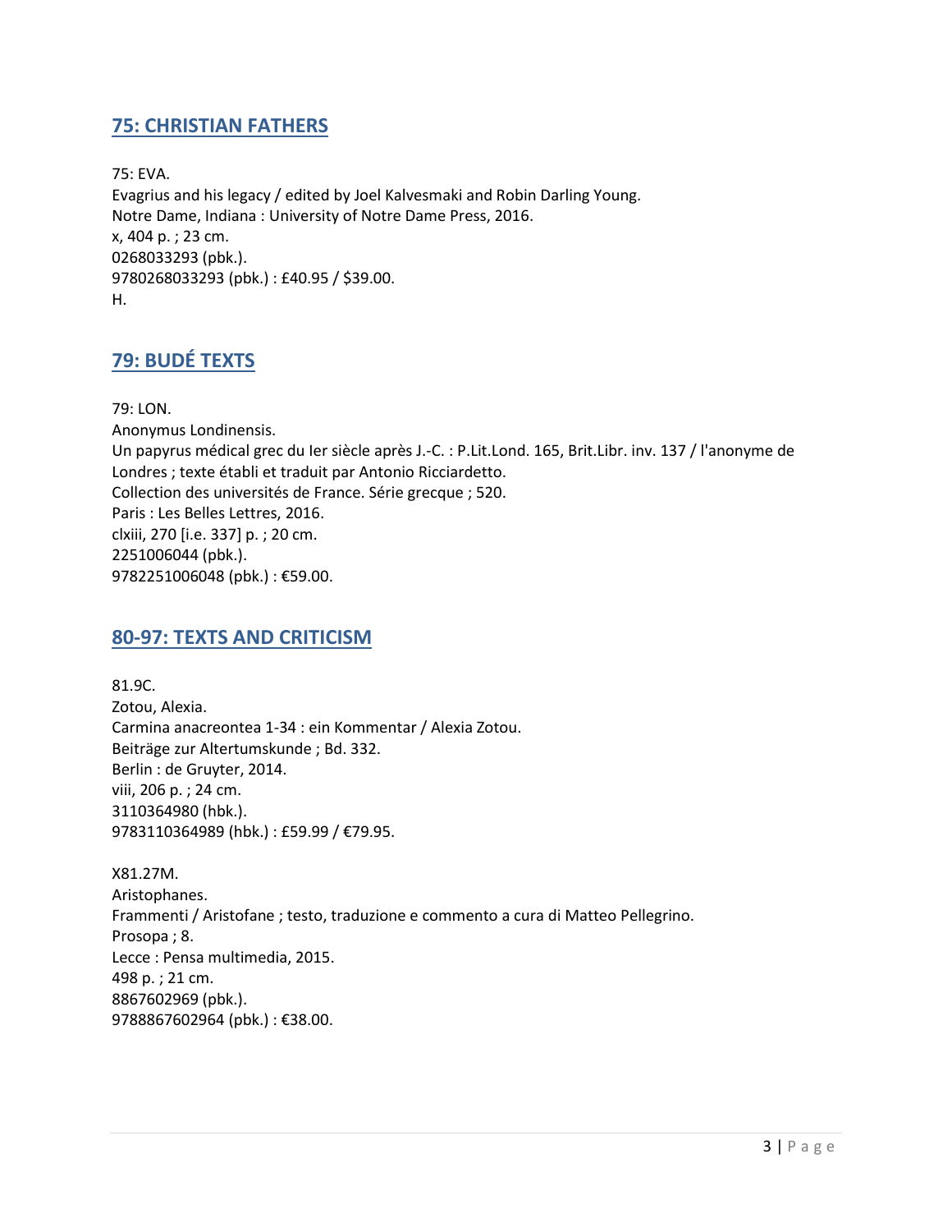## 75: CHRISTIAN FATHERS

75: EVA.
Evagrius and his legacy / edited by Joel Kalvesmaki and Robin Darling Young.
Notre Dame, Indiana : University of Notre Dame Press, 2016.
x, 404 p. ; 23 cm.
0268033293 (pbk.).
9780268033293 (pbk.) : £40.95 / $39.00.
H.

## 79: BUDÉ TEXTS

79: LON.
Anonymus Londinensis.
Un papyrus médical grec du Ier siècle après J.-C. : P.Lit.Lond. 165, Brit.Libr. inv. 137 / l'anonyme de Londres ; texte établi et traduit par Antonio Ricciardetto.
Collection des universités de France. Série grecque ; 520.
Paris : Les Belles Lettres, 2016.
clxiii, 270 [i.e. 337] p. ; 20 cm.
2251006044 (pbk.).
9782251006048 (pbk.) : €59.00.

## 80-97: TEXTS AND CRITICISM

81.9C.
Zotou, Alexia.
Carmina anacreontea 1-34 : ein Kommentar / Alexia Zotou.
Beiträge zur Altertumskunde ; Bd. 332.
Berlin : de Gruyter, 2014.
viii, 206 p. ; 24 cm.
3110364980 (hbk.).
9783110364989 (hbk.) : £59.99 / €79.95.

X81.27M.
Aristophanes.
Frammenti / Aristofane ; testo, traduzione e commento a cura di Matteo Pellegrino.
Prosopa ; 8.
Lecce : Pensa multimedia, 2015.
498 p. ; 21 cm.
8867602969 (pbk.).
9788867602964 (pbk.) : €38.00.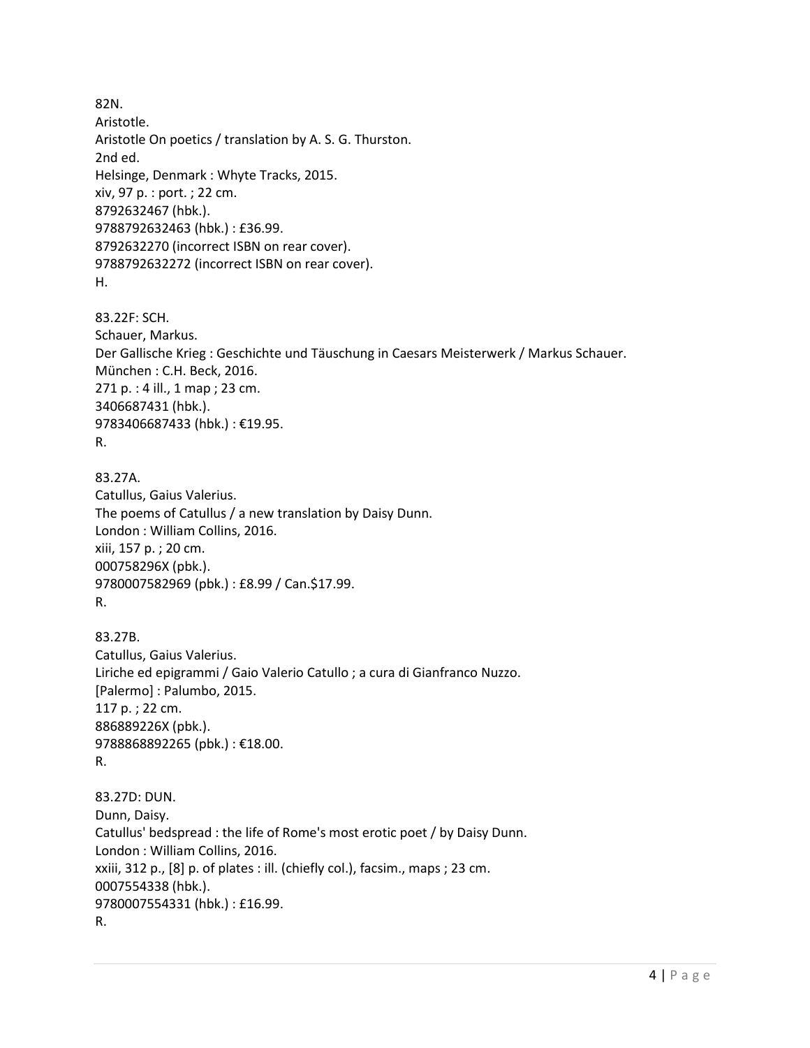82N.
Aristotle.
Aristotle On poetics / translation by A. S. G. Thurston.
2nd ed.
Helsinge, Denmark : Whyte Tracks, 2015.
xiv, 97 p. : port. ; 22 cm.
8792632467 (hbk.).
9788792632463 (hbk.) : £36.99.
8792632270 (incorrect ISBN on rear cover).
9788792632272 (incorrect ISBN on rear cover).
H.

83.22F: SCH.
Schauer, Markus.
Der Gallische Krieg : Geschichte und Täuschung in Caesars Meisterwerk / Markus Schauer.
München : C.H. Beck, 2016.
271 p. : 4 ill., 1 map ; 23 cm.
3406687431 (hbk.).
9783406687433 (hbk.) : €19.95.
R.

83.27A.
Catullus, Gaius Valerius.
The poems of Catullus / a new translation by Daisy Dunn.
London : William Collins, 2016.
xiii, 157 p. ; 20 cm.
000758296X (pbk.).
9780007582969 (pbk.) : £8.99 / Can.$17.99.
R.

83.27B.
Catullus, Gaius Valerius.
Liriche ed epigrammi / Gaio Valerio Catullo ; a cura di Gianfranco Nuzzo.
[Palermo] : Palumbo, 2015.
117 p. ; 22 cm.
886889226X (pbk.).
9788868892265 (pbk.) : €18.00.
R.

83.27D: DUN.
Dunn, Daisy.
Catullus' bedspread : the life of Rome's most erotic poet / by Daisy Dunn.
London : William Collins, 2016.
xxiii, 312 p., [8] p. of plates : ill. (chiefly col.), facsim., maps ; 23 cm.
0007554338 (hbk.).
9780007554331 (hbk.) : £16.99.
R.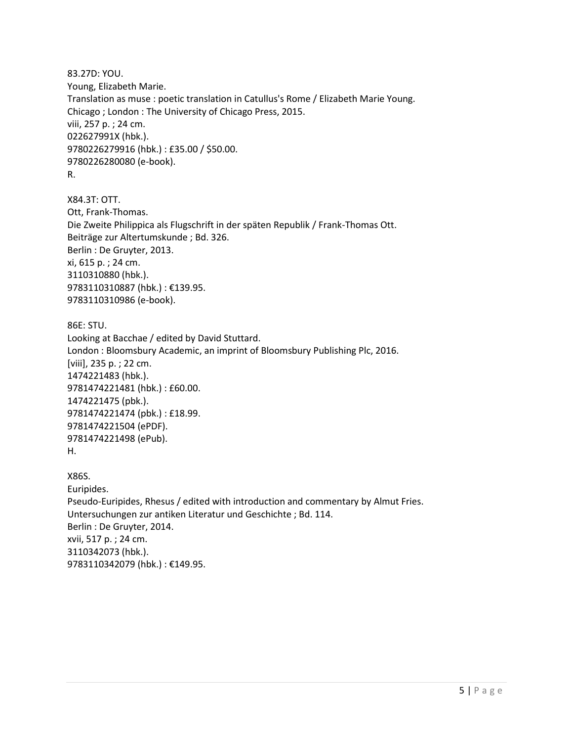83.27D: YOU.
Young, Elizabeth Marie.
Translation as muse : poetic translation in Catullus's Rome / Elizabeth Marie Young.
Chicago ; London : The University of Chicago Press, 2015.
viii, 257 p. ; 24 cm.
022627991X (hbk.).
9780226279916 (hbk.) : £35.00 / $50.00.
9780226280080 (e-book).
R.

X84.3T: OTT.
Ott, Frank-Thomas.
Die Zweite Philippica als Flugschrift in der späten Republik / Frank-Thomas Ott.
Beiträge zur Altertumskunde ; Bd. 326.
Berlin : De Gruyter, 2013.
xi, 615 p. ; 24 cm.
3110310880 (hbk.).
9783110310887 (hbk.) : €139.95.
9783110310986 (e-book).

86E: STU.
Looking at Bacchae / edited by David Stuttard.
London : Bloomsbury Academic, an imprint of Bloomsbury Publishing Plc, 2016.
[viii], 235 p. ; 22 cm.
1474221483 (hbk.).
9781474221481 (hbk.) : £60.00.
1474221475 (pbk.).
9781474221474 (pbk.) : £18.99.
9781474221504 (ePDF).
9781474221498 (ePub).
H.

X86S.
Euripides.
Pseudo-Euripides, Rhesus / edited with introduction and commentary by Almut Fries.
Untersuchungen zur antiken Literatur und Geschichte ; Bd. 114.
Berlin : De Gruyter, 2014.
xvii, 517 p. ; 24 cm.
3110342073 (hbk.).
9783110342079 (hbk.) : €149.95.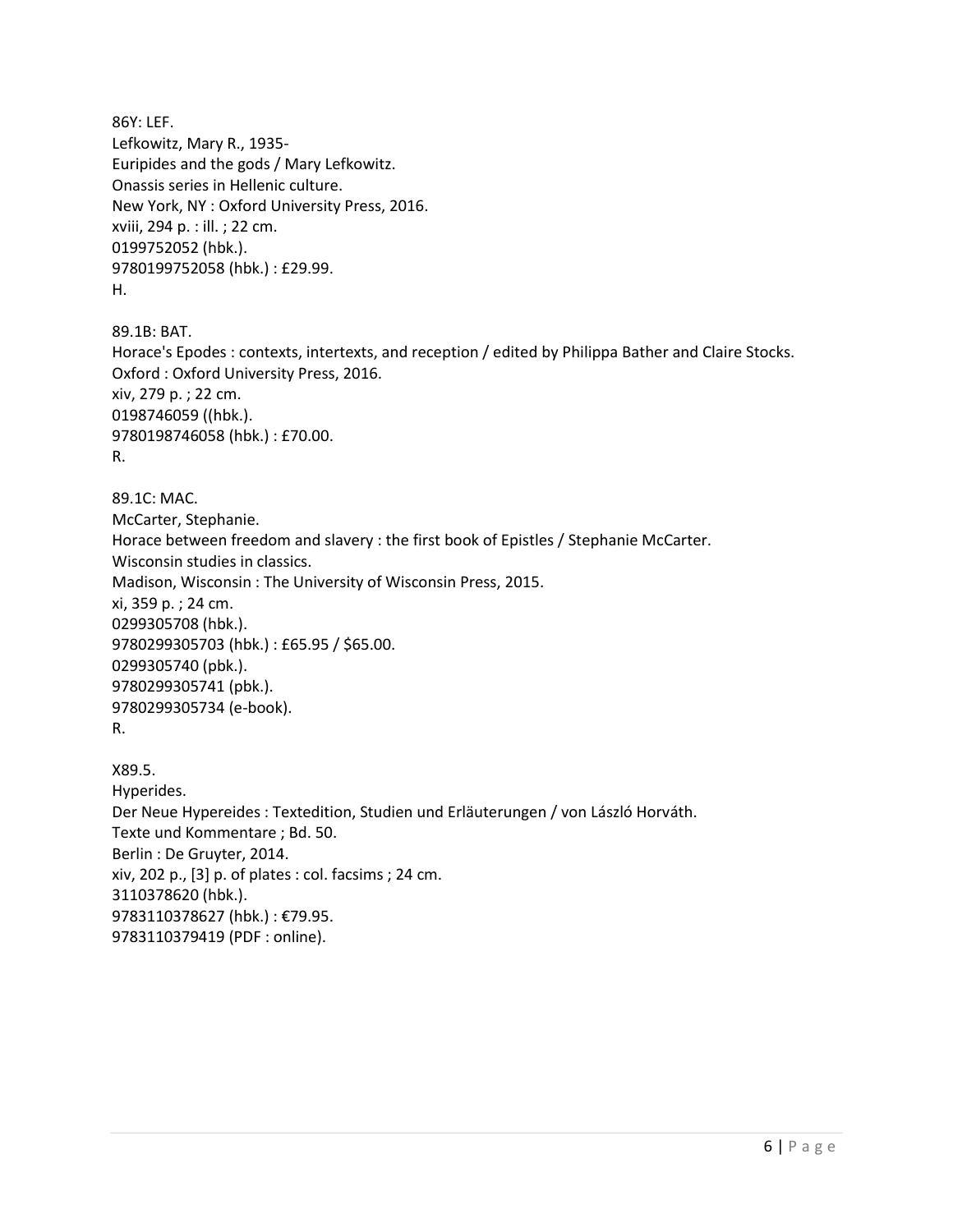86Y: LEF.
Lefkowitz, Mary R., 1935-
Euripides and the gods / Mary Lefkowitz.
Onassis series in Hellenic culture.
New York, NY : Oxford University Press, 2016.
xviii, 294 p. : ill. ; 22 cm.
0199752052 (hbk.).
9780199752058 (hbk.) : £29.99.
H.

89.1B: BAT.
Horace's Epodes : contexts, intertexts, and reception / edited by Philippa Bather and Claire Stocks.
Oxford : Oxford University Press, 2016.
xiv, 279 p. ; 22 cm.
0198746059 ((hbk.).
9780198746058 (hbk.) : £70.00.
R.

89.1C: MAC.
McCarter, Stephanie.
Horace between freedom and slavery : the first book of Epistles / Stephanie McCarter.
Wisconsin studies in classics.
Madison, Wisconsin : The University of Wisconsin Press, 2015.
xi, 359 p. ; 24 cm.
0299305708 (hbk.).
9780299305703 (hbk.) : £65.95 / $65.00.
0299305740 (pbk.).
9780299305741 (pbk.).
9780299305734 (e-book).
R.

X89.5.
Hyperides.
Der Neue Hypereides : Textedition, Studien und Erläuterungen / von László Horváth.
Texte und Kommentare ; Bd. 50.
Berlin : De Gruyter, 2014.
xiv, 202 p., [3] p. of plates : col. facsims ; 24 cm.
3110378620 (hbk.).
9783110378627 (hbk.) : €79.95.
9783110379419 (PDF : online).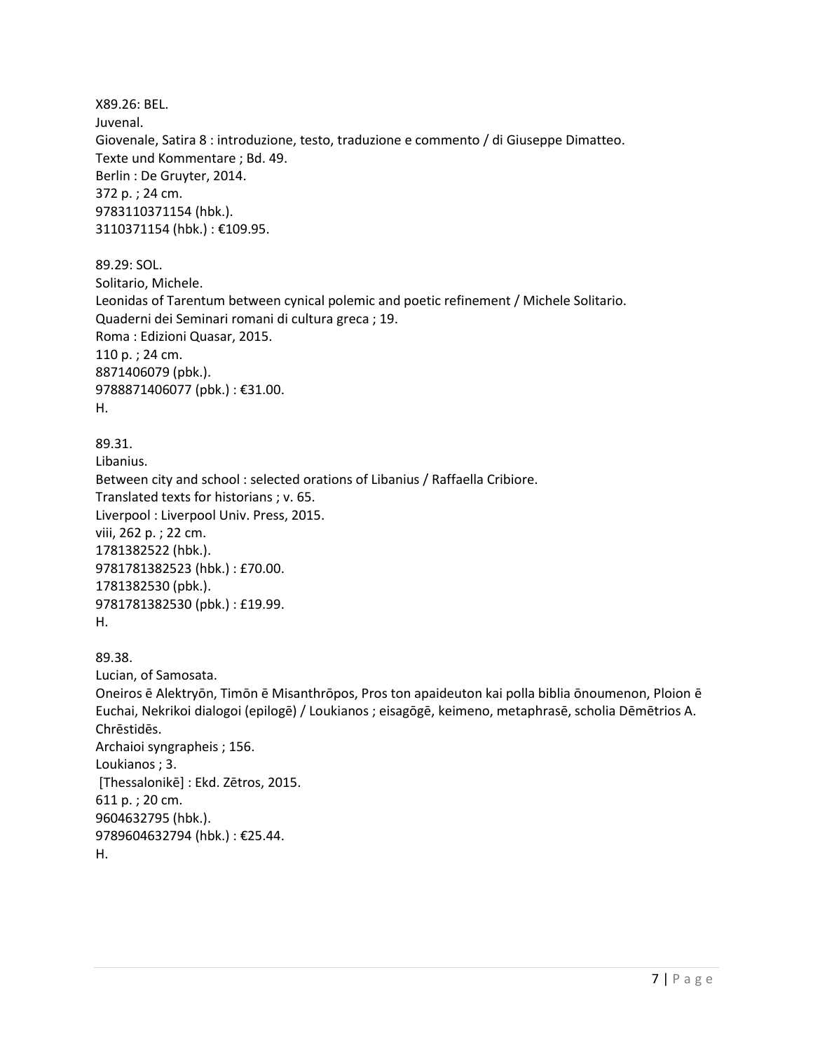X89.26: BEL.
Juvenal.
Giovenale, Satira 8 : introduzione, testo, traduzione e commento / di Giuseppe Dimatteo.
Texte und Kommentare ; Bd. 49.
Berlin : De Gruyter, 2014.
372 p. ; 24 cm.
9783110371154 (hbk.).
3110371154 (hbk.) : €109.95.

89.29: SOL.
Solitario, Michele.
Leonidas of Tarentum between cynical polemic and poetic refinement / Michele Solitario.
Quaderni dei Seminari romani di cultura greca ; 19.
Roma : Edizioni Quasar, 2015.
110 p. ; 24 cm.
8871406079 (pbk.).
9788871406077 (pbk.) : €31.00.
H.

89.31.
Libanius.
Between city and school : selected orations of Libanius / Raffaella Cribiore.
Translated texts for historians ; v. 65.
Liverpool : Liverpool Univ. Press, 2015.
viii, 262 p. ; 22 cm.
1781382522 (hbk.).
9781781382523 (hbk.) : £70.00.
1781382530 (pbk.).
9781781382530 (pbk.) : £19.99.
H.

89.38.
Lucian, of Samosata.
Oneiros ē Alektryōn, Timōn ē Misanthrōpos, Pros ton apaideuton kai polla biblia ōnoumenon, Ploion ē Euchai, Nekrikoi dialogoi (epilogē) / Loukianos ; eisagōgē, keimeno, metaphrasē, scholia Dēmētrios A. Chrēstidēs.
Archaioi syngrapheis ; 156.
Loukianos ; 3.
[Thessalonikē] : Ekd. Zētros, 2015.
611 p. ; 20 cm.
9604632795 (hbk.).
9789604632794 (hbk.) : €25.44.
H.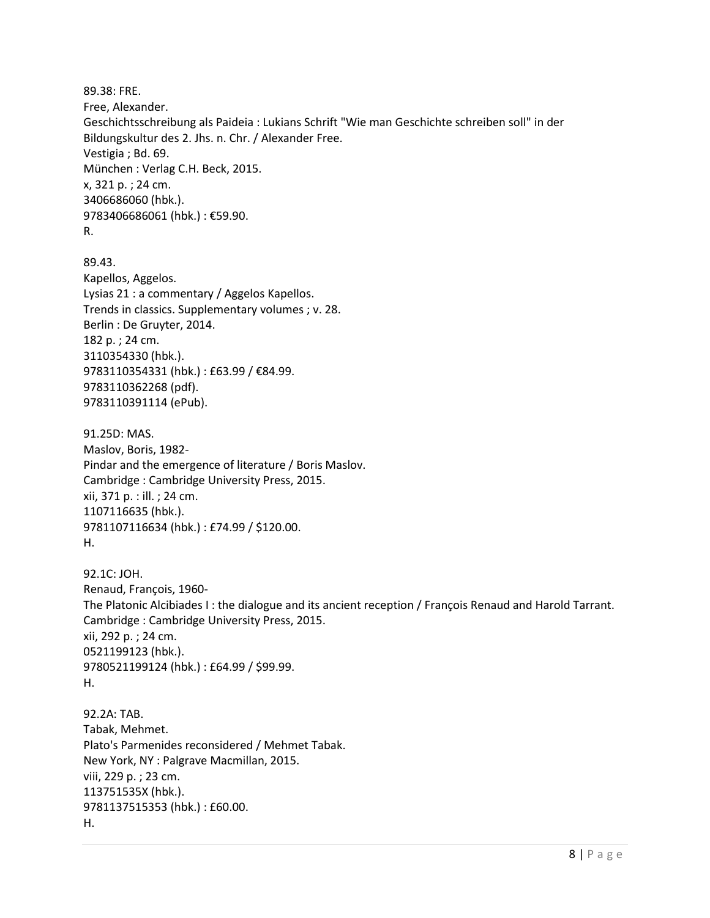89.38: FRE.
Free, Alexander.
Geschichtsschreibung als Paideia : Lukians Schrift "Wie man Geschichte schreiben soll" in der Bildungskultur des 2. Jhs. n. Chr. / Alexander Free.
Vestigia ; Bd. 69.
München : Verlag C.H. Beck, 2015.
x, 321 p. ; 24 cm.
3406686060 (hbk.).
9783406686061 (hbk.) : €59.90.
R.

89.43.
Kapellos, Aggelos.
Lysias 21 : a commentary / Aggelos Kapellos.
Trends in classics. Supplementary volumes ; v. 28.
Berlin : De Gruyter, 2014.
182 p. ; 24 cm.
3110354330 (hbk.).
9783110354331 (hbk.) : £63.99 / €84.99.
9783110362268 (pdf).
9783110391114 (ePub).

91.25D: MAS.
Maslov, Boris, 1982-
Pindar and the emergence of literature / Boris Maslov.
Cambridge : Cambridge University Press, 2015.
xii, 371 p. : ill. ; 24 cm.
1107116635 (hbk.).
9781107116634 (hbk.) : £74.99 / $120.00.
H.

92.1C: JOH.
Renaud, François, 1960-
The Platonic Alcibiades I : the dialogue and its ancient reception / François Renaud and Harold Tarrant.
Cambridge : Cambridge University Press, 2015.
xii, 292 p. ; 24 cm.
0521199123 (hbk.).
9780521199124 (hbk.) : £64.99 / $99.99.
H.

92.2A: TAB.
Tabak, Mehmet.
Plato's Parmenides reconsidered / Mehmet Tabak.
New York, NY : Palgrave Macmillan, 2015.
viii, 229 p. ; 23 cm.
113751535X (hbk.).
9781137515353 (hbk.) : £60.00.
H.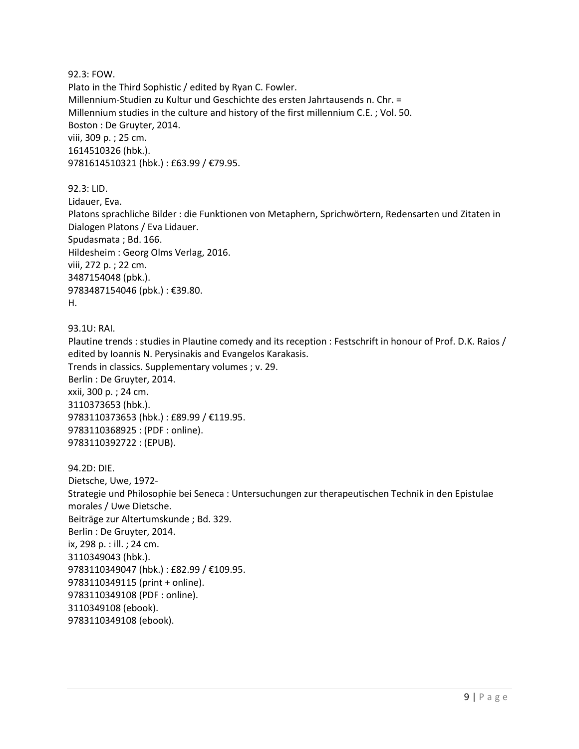92.3: FOW.
Plato in the Third Sophistic / edited by Ryan C. Fowler.
Millennium-Studien zu Kultur und Geschichte des ersten Jahrtausends n. Chr. =
Millennium studies in the culture and history of the first millennium C.E. ; Vol. 50.
Boston : De Gruyter, 2014.
viii, 309 p. ; 25 cm.
1614510326 (hbk.).
9781614510321 (hbk.) : £63.99 / €79.95.

92.3: LID.
Lidauer, Eva.
Platons sprachliche Bilder : die Funktionen von Metaphern, Sprichwörtern, Redensarten und Zitaten in Dialogen Platons / Eva Lidauer.
Spudasmata ; Bd. 166.
Hildesheim : Georg Olms Verlag, 2016.
viii, 272 p. ; 22 cm.
3487154048 (pbk.).
9783487154046 (pbk.) : €39.80.
H.

93.1U: RAI.
Plautine trends : studies in Plautine comedy and its reception : Festschrift in honour of Prof. D.K. Raios / edited by Ioannis N. Perysinakis and Evangelos Karakasis.
Trends in classics. Supplementary volumes ; v. 29.
Berlin : De Gruyter, 2014.
xxii, 300 p. ; 24 cm.
3110373653 (hbk.).
9783110373653 (hbk.) : £89.99 / €119.95.
9783110368925 : (PDF : online).
9783110392722 : (EPUB).

94.2D: DIE.
Dietsche, Uwe, 1972-
Strategie und Philosophie bei Seneca : Untersuchungen zur therapeutischen Technik in den Epistulae morales / Uwe Dietsche.
Beiträge zur Altertumskunde ; Bd. 329.
Berlin : De Gruyter, 2014.
ix, 298 p. : ill. ; 24 cm.
3110349043 (hbk.).
9783110349047 (hbk.) : £82.99 / €109.95.
9783110349115 (print + online).
9783110349108 (PDF : online).
3110349108 (ebook).
9783110349108 (ebook).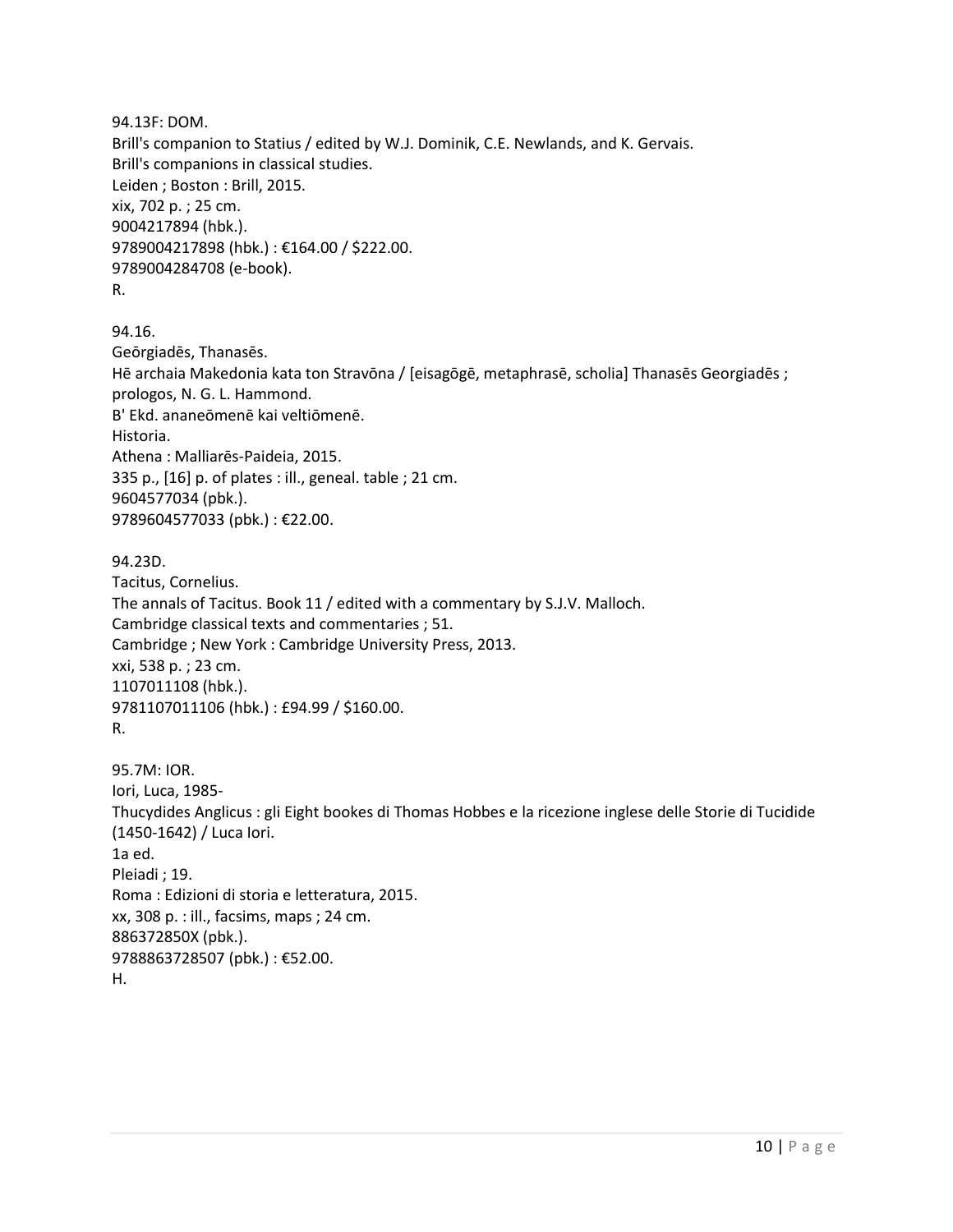94.13F: DOM.
Brill's companion to Statius / edited by W.J. Dominik, C.E. Newlands, and K. Gervais.
Brill's companions in classical studies.
Leiden ; Boston : Brill, 2015.
xix, 702 p. ; 25 cm.
9004217894 (hbk.).
9789004217898 (hbk.) : €164.00 / $222.00.
9789004284708 (e-book).
R.

94.16.
Geōrgiadēs, Thanasēs.
Hē archaia Makedonia kata ton Stravōna / [eisagōgē, metaphrasē, scholia] Thanasēs Georgiadēs ; prologos, N. G. L. Hammond.
B' Ekd. ananeōmenē kai veltiōmenē.
Historia.
Athena : Malliarēs-Paideia, 2015.
335 p., [16] p. of plates : ill., geneal. table ; 21 cm.
9604577034 (pbk.).
9789604577033 (pbk.) : €22.00.

94.23D.
Tacitus, Cornelius.
The annals of Tacitus. Book 11 / edited with a commentary by S.J.V. Malloch.
Cambridge classical texts and commentaries ; 51.
Cambridge ; New York : Cambridge University Press, 2013.
xxi, 538 p. ; 23 cm.
1107011108 (hbk.).
9781107011106 (hbk.) : £94.99 / $160.00.
R.

95.7M: IOR.
Iori, Luca, 1985-
Thucydides Anglicus : gli Eight bookes di Thomas Hobbes e la ricezione inglese delle Storie di Tucidide (1450-1642) / Luca Iori.
1a ed.
Pleiadi ; 19.
Roma : Edizioni di storia e letteratura, 2015.
xx, 308 p. : ill., facsims, maps ; 24 cm.
886372850X (pbk.).
9788863728507 (pbk.) : €52.00.
H.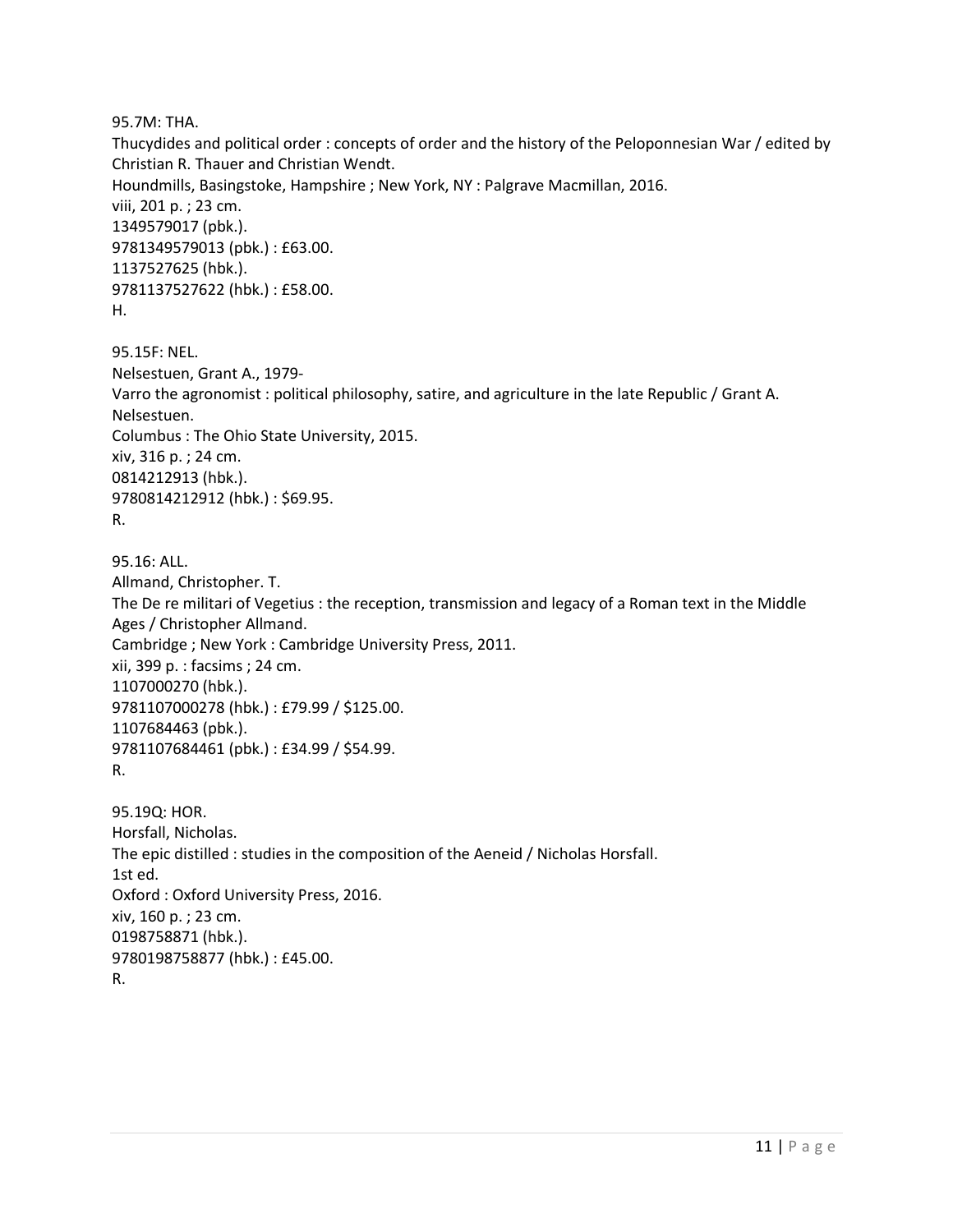95.7M: THA.
Thucydides and political order : concepts of order and the history of the Peloponnesian War / edited by Christian R. Thauer and Christian Wendt.
Houndmills, Basingstoke, Hampshire ; New York, NY : Palgrave Macmillan, 2016.
viii, 201 p. ; 23 cm.
1349579017 (pbk.).
9781349579013 (pbk.) : £63.00.
1137527625 (hbk.).
9781137527622 (hbk.) : £58.00.
H.

95.15F: NEL.
Nelsestuen, Grant A., 1979-
Varro the agronomist : political philosophy, satire, and agriculture in the late Republic / Grant A. Nelsestuen.
Columbus : The Ohio State University, 2015.
xiv, 316 p. ; 24 cm.
0814212913 (hbk.).
9780814212912 (hbk.) : $69.95.
R.

95.16: ALL.
Allmand, Christopher. T.
The De re militari of Vegetius : the reception, transmission and legacy of a Roman text in the Middle Ages / Christopher Allmand.
Cambridge ; New York : Cambridge University Press, 2011.
xii, 399 p. : facsims ; 24 cm.
1107000270 (hbk.).
9781107000278 (hbk.) : £79.99 / $125.00.
1107684463 (pbk.).
9781107684461 (pbk.) : £34.99 / $54.99.
R.

95.19Q: HOR.
Horsfall, Nicholas.
The epic distilled : studies in the composition of the Aeneid / Nicholas Horsfall.
1st ed.
Oxford : Oxford University Press, 2016.
xiv, 160 p. ; 23 cm.
0198758871 (hbk.).
9780198758877 (hbk.) : £45.00.
R.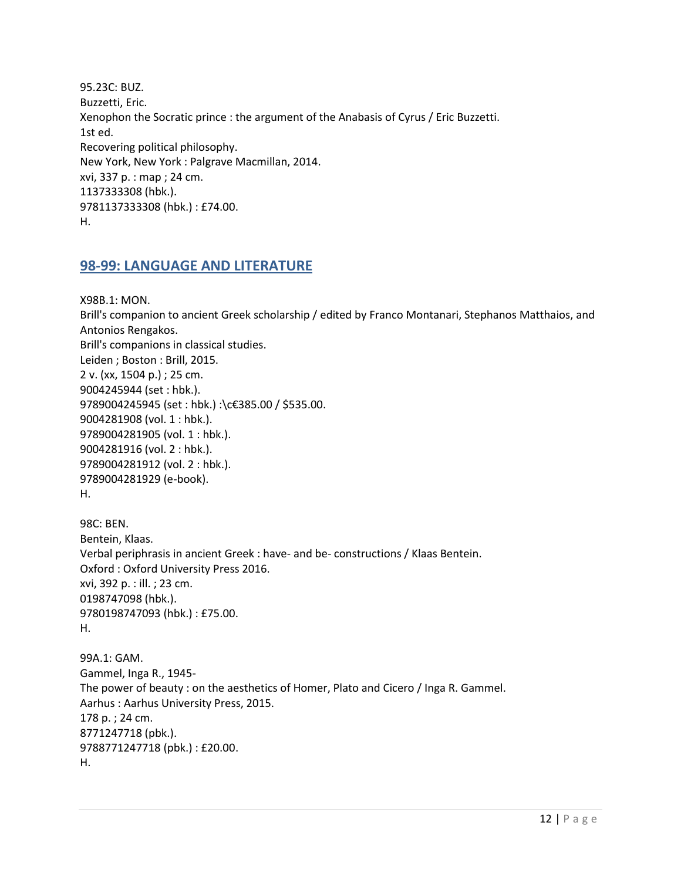95.23C: BUZ.
Buzzetti, Eric.
Xenophon the Socratic prince : the argument of the Anabasis of Cyrus / Eric Buzzetti.
1st ed.
Recovering political philosophy.
New York, New York : Palgrave Macmillan, 2014.
xvi, 337 p. : map ; 24 cm.
1137333308 (hbk.).
9781137333308 (hbk.) : £74.00.
H.

## 98-99: LANGUAGE AND LITERATURE

X98B.1: MON.
Brill's companion to ancient Greek scholarship / edited by Franco Montanari, Stephanos Matthaios, and Antonios Rengakos.
Brill's companions in classical studies.
Leiden ; Boston : Brill, 2015.
2 v. (xx, 1504 p.) ; 25 cm.
9004245944 (set : hbk.).
9789004245945 (set : hbk.) :\c€385.00 / $535.00.
9004281908 (vol. 1 : hbk.).
9789004281905 (vol. 1 : hbk.).
9004281916 (vol. 2 : hbk.).
9789004281912 (vol. 2 : hbk.).
9789004281929 (e-book).
H.

98C: BEN.
Bentein, Klaas.
Verbal periphrasis in ancient Greek : have- and be- constructions / Klaas Bentein.
Oxford : Oxford University Press 2016.
xvi, 392 p. : ill. ; 23 cm.
0198747098 (hbk.).
9780198747093 (hbk.) : £75.00.
H.

99A.1: GAM.
Gammel, Inga R., 1945-
The power of beauty : on the aesthetics of Homer, Plato and Cicero / Inga R. Gammel.
Aarhus : Aarhus University Press, 2015.
178 p. ; 24 cm.
8771247718 (pbk.).
9788771247718 (pbk.) : £20.00.
H.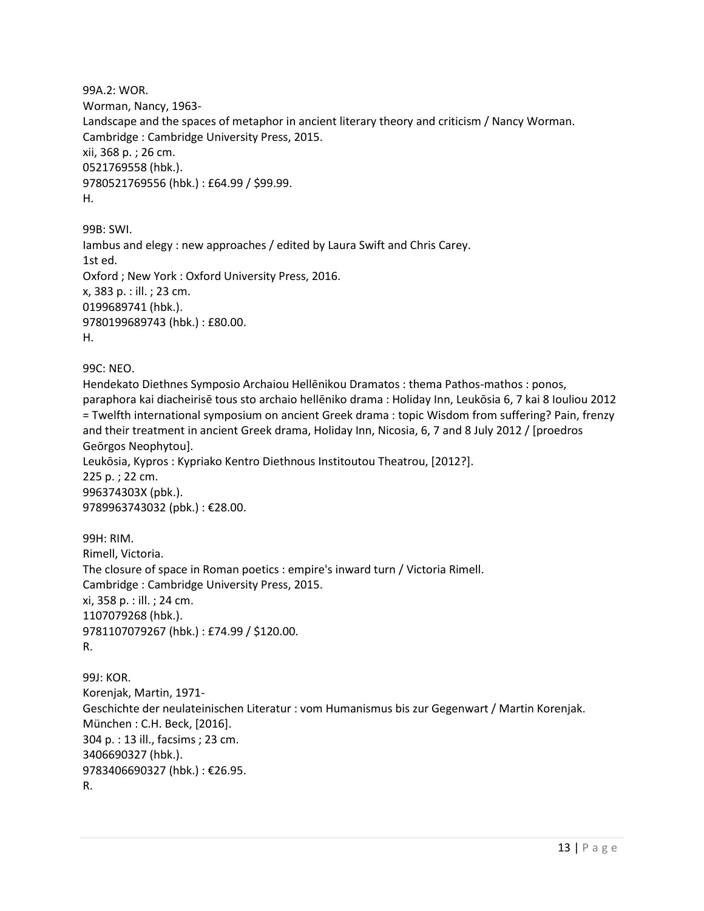99A.2: WOR.
Worman, Nancy, 1963-
Landscape and the spaces of metaphor in ancient literary theory and criticism / Nancy Worman.
Cambridge : Cambridge University Press, 2015.
xii, 368 p. ; 26 cm.
0521769558 (hbk.).
9780521769556 (hbk.) : £64.99 / $99.99.
H.

99B: SWI.
Iambus and elegy : new approaches / edited by Laura Swift and Chris Carey.
1st ed.
Oxford ; New York : Oxford University Press, 2016.
x, 383 p. : ill. ; 23 cm.
0199689741 (hbk.).
9780199689743 (hbk.) : £80.00.
H.

99C: NEO.
Hendekato Diethnes Symposio Archaiou Hellēnikou Dramatos : thema Pathos-mathos : ponos, paraphora kai diacheirisē tous sto archaio hellēniko drama : Holiday Inn, Leukōsia 6, 7 kai 8 Iouliou 2012 = Twelfth international symposium on ancient Greek drama : topic Wisdom from suffering? Pain, frenzy and their treatment in ancient Greek drama, Holiday Inn, Nicosia, 6, 7 and 8 July 2012 / [proedros Geōrgos Neophytou].
Leukōsia, Kypros : Kypriako Kentro Diethnous Institoutou Theatrou, [2012?].
225 p. ; 22 cm.
996374303X (pbk.).
9789963743032 (pbk.) : €28.00.

99H: RIM.
Rimell, Victoria.
The closure of space in Roman poetics : empire's inward turn / Victoria Rimell.
Cambridge : Cambridge University Press, 2015.
xi, 358 p. : ill. ; 24 cm.
1107079268 (hbk.).
9781107079267 (hbk.) : £74.99 / $120.00.
R.

99J: KOR.
Korenjak, Martin, 1971-
Geschichte der neulateinischen Literatur : vom Humanismus bis zur Gegenwart / Martin Korenjak.
München : C.H. Beck, [2016].
304 p. : 13 ill., facsims ; 23 cm.
3406690327 (hbk.).
9783406690327 (hbk.) : €26.95.
R.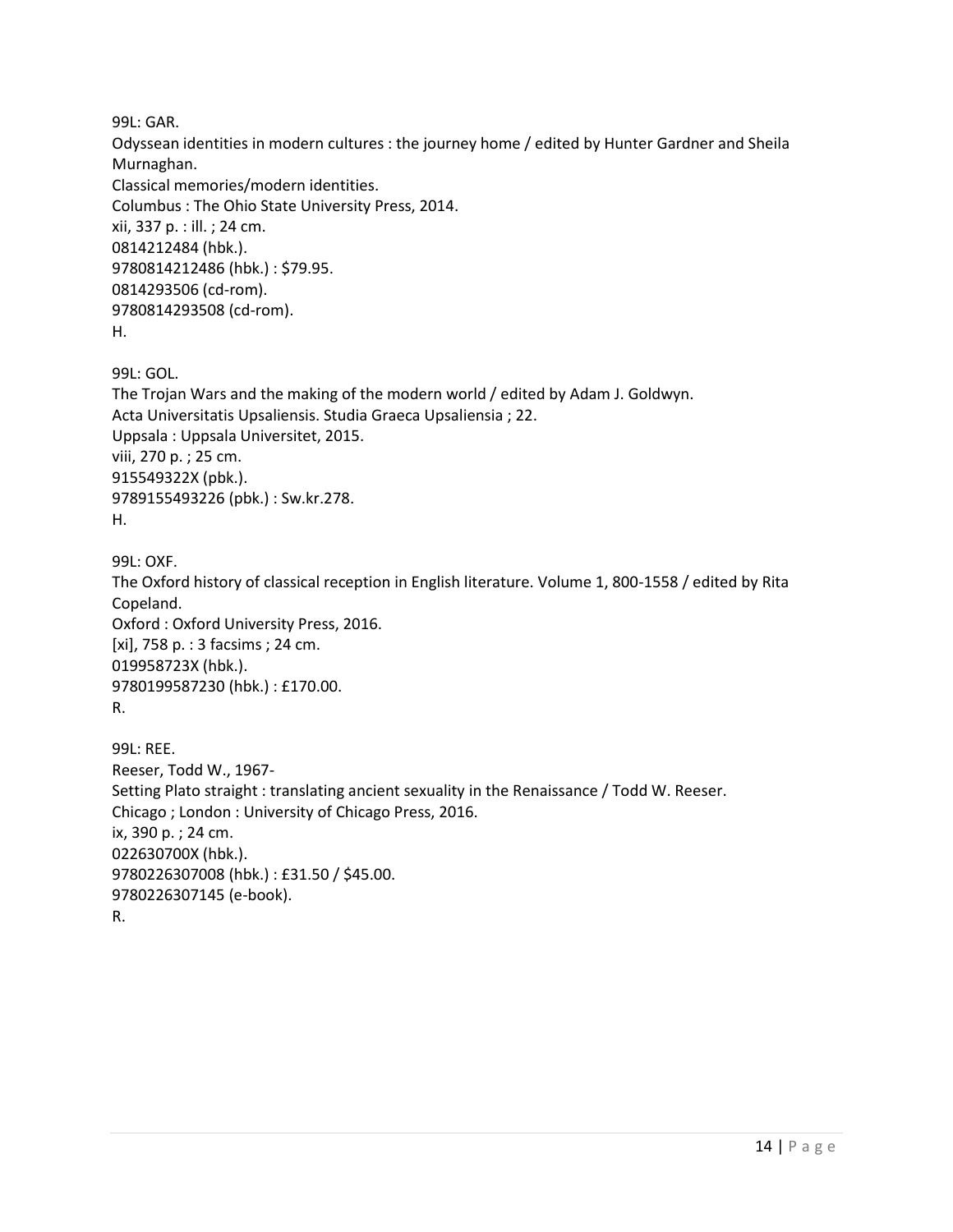99L: GAR.
Odyssean identities in modern cultures : the journey home / edited by Hunter Gardner and Sheila Murnaghan.
Classical memories/modern identities.
Columbus : The Ohio State University Press, 2014.
xii, 337 p. : ill. ; 24 cm.
0814212484 (hbk.).
9780814212486 (hbk.) : $79.95.
0814293506 (cd-rom).
9780814293508 (cd-rom).
H.

99L: GOL.
The Trojan Wars and the making of the modern world / edited by Adam J. Goldwyn.
Acta Universitatis Upsaliensis. Studia Graeca Upsaliensia ; 22.
Uppsala : Uppsala Universitet, 2015.
viii, 270 p. ; 25 cm.
915549322X (pbk.).
9789155493226 (pbk.) : Sw.kr.278.
H.

99L: OXF.
The Oxford history of classical reception in English literature. Volume 1, 800-1558 / edited by Rita Copeland.
Oxford : Oxford University Press, 2016.
[xi], 758 p. : 3 facsims ; 24 cm.
019958723X (hbk.).
9780199587230 (hbk.) : £170.00.
R.

99L: REE.
Reeser, Todd W., 1967-
Setting Plato straight : translating ancient sexuality in the Renaissance / Todd W. Reeser.
Chicago ; London : University of Chicago Press, 2016.
ix, 390 p. ; 24 cm.
022630700X (hbk.).
9780226307008 (hbk.) : £31.50 / $45.00.
9780226307145 (e-book).
R.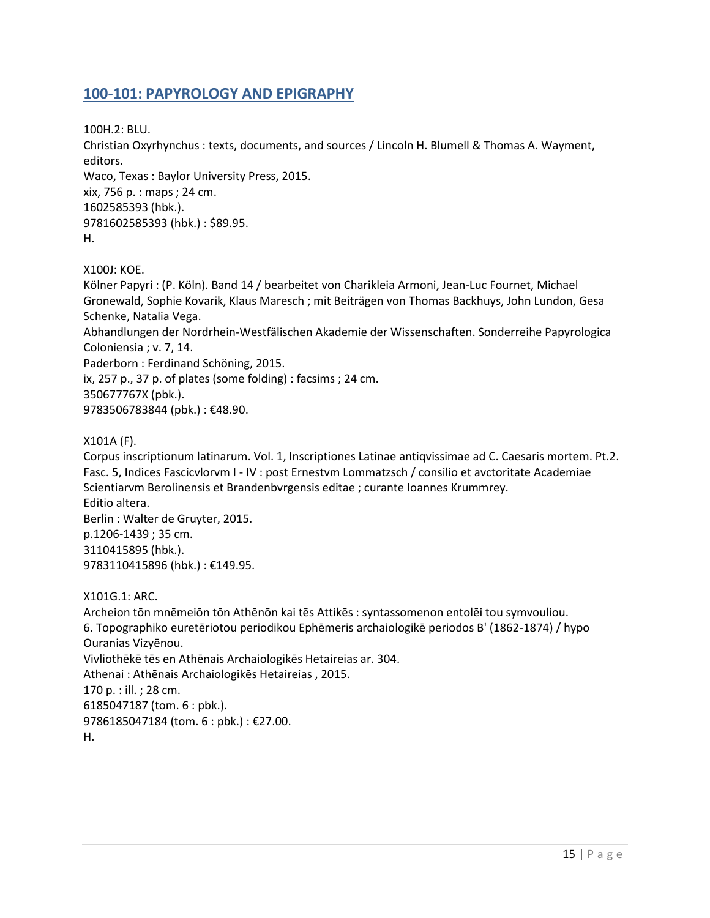## 100-101: PAPYROLOGY AND EPIGRAPHY

100H.2: BLU.
Christian Oxyrhynchus : texts, documents, and sources / Lincoln H. Blumell & Thomas A. Wayment, editors.
Waco, Texas : Baylor University Press, 2015.
xix, 756 p. : maps ; 24 cm.
1602585393 (hbk.).
9781602585393 (hbk.) : $89.95.
H.

X100J: KOE.
Kölner Papyri : (P. Köln). Band 14 / bearbeitet von Charikleia Armoni, Jean-Luc Fournet, Michael Gronewald, Sophie Kovarik, Klaus Maresch ; mit Beiträgen von Thomas Backhuys, John Lundon, Gesa Schenke, Natalia Vega.
Abhandlungen der Nordrhein-Westfälischen Akademie der Wissenschaften. Sonderreihe Papyrologica Coloniensia ; v. 7, 14.
Paderborn : Ferdinand Schöning, 2015.
ix, 257 p., 37 p. of plates (some folding) : facsims ; 24 cm.
350677767X (pbk.).
9783506783844 (pbk.) : €48.90.

X101A (F).
Corpus inscriptionum latinarum. Vol. 1, Inscriptiones Latinae antiqvissimae ad C. Caesaris mortem. Pt.2. Fasc. 5, Indices Fascicvlorvm I - IV : post Ernestvm Lommatzsch / consilio et avctoritate Academiae Scientiarvm Berolinensis et Brandenbvrgensis editae ; curante Ioannes Krummrey.
Editio altera.
Berlin : Walter de Gruyter, 2015.
p.1206-1439 ; 35 cm.
3110415895 (hbk.).
9783110415896 (hbk.) : €149.95.

X101G.1: ARC.
Archeion tōn mnēmeiōn tōn Athēnōn kai tēs Attikēs : syntassomenon entolēi tou symvouliou.
6. Topographiko euretēriotou periodikou Ephēmeris archaiologikē periodos B' (1862-1874) / hypo Ouranias Vizyēnou.
Vivliothēkē tēs en Athēnais Archaiologikēs Hetaireias ar. 304.
Athenai : Athēnais Archaiologikēs Hetaireias , 2015.
170 p. : ill. ; 28 cm.
6185047187 (tom. 6 : pbk.).
9786185047184 (tom. 6 : pbk.) : €27.00.
H.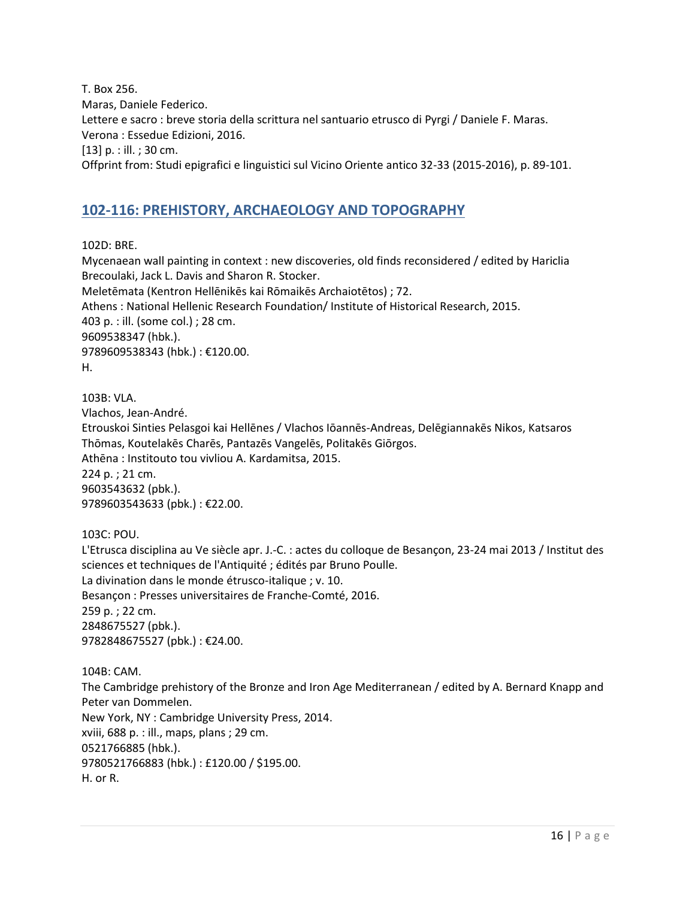T. Box 256.
Maras, Daniele Federico.
Lettere e sacro : breve storia della scrittura nel santuario etrusco di Pyrgi / Daniele F. Maras.
Verona : Essedue Edizioni, 2016.
[13] p. : ill. ; 30 cm.
Offprint from: Studi epigrafici e linguistici sul Vicino Oriente antico 32-33 (2015-2016), p. 89-101.

## 102-116: PREHISTORY, ARCHAEOLOGY AND TOPOGRAPHY

102D: BRE.
Mycenaean wall painting in context : new discoveries, old finds reconsidered / edited by Hariclia Brecoulaki, Jack L. Davis and Sharon R. Stocker.
Meletēmata (Kentron Hellēnikēs kai Rōmaikēs Archaiotētos) ; 72.
Athens : National Hellenic Research Foundation/ Institute of Historical Research, 2015.
403 p. : ill. (some col.) ; 28 cm.
9609538347 (hbk.).
9789609538343 (hbk.) : €120.00.
H.

103B: VLA.
Vlachos, Jean-André.
Etrouskoi Sinties Pelasgoi kai Hellēnes / Vlachos Iōannēs-Andreas, Delēgiannakēs Nikos, Katsaros Thōmas, Koutelakēs Charēs, Pantazēs Vangelēs, Politakēs Giōrgos.
Athēna : Institouto tou vivliou A. Kardamitsa, 2015.
224 p. ; 21 cm.
9603543632 (pbk.).
9789603543633 (pbk.) : €22.00.

103C: POU.
L'Etrusca disciplina au Ve siècle apr. J.-C. : actes du colloque de Besançon, 23-24 mai 2013 / Institut des sciences et techniques de l'Antiquité ; édités par Bruno Poulle.
La divination dans le monde étrusco-italique ; v. 10.
Besançon : Presses universitaires de Franche-Comté, 2016.
259 p. ; 22 cm.
2848675527 (pbk.).
9782848675527 (pbk.) : €24.00.

104B: CAM.
The Cambridge prehistory of the Bronze and Iron Age Mediterranean / edited by A. Bernard Knapp and Peter van Dommelen.
New York, NY : Cambridge University Press, 2014.
xviii, 688 p. : ill., maps, plans ; 29 cm.
0521766885 (hbk.).
9780521766883 (hbk.) : £120.00 / $195.00.
H. or R.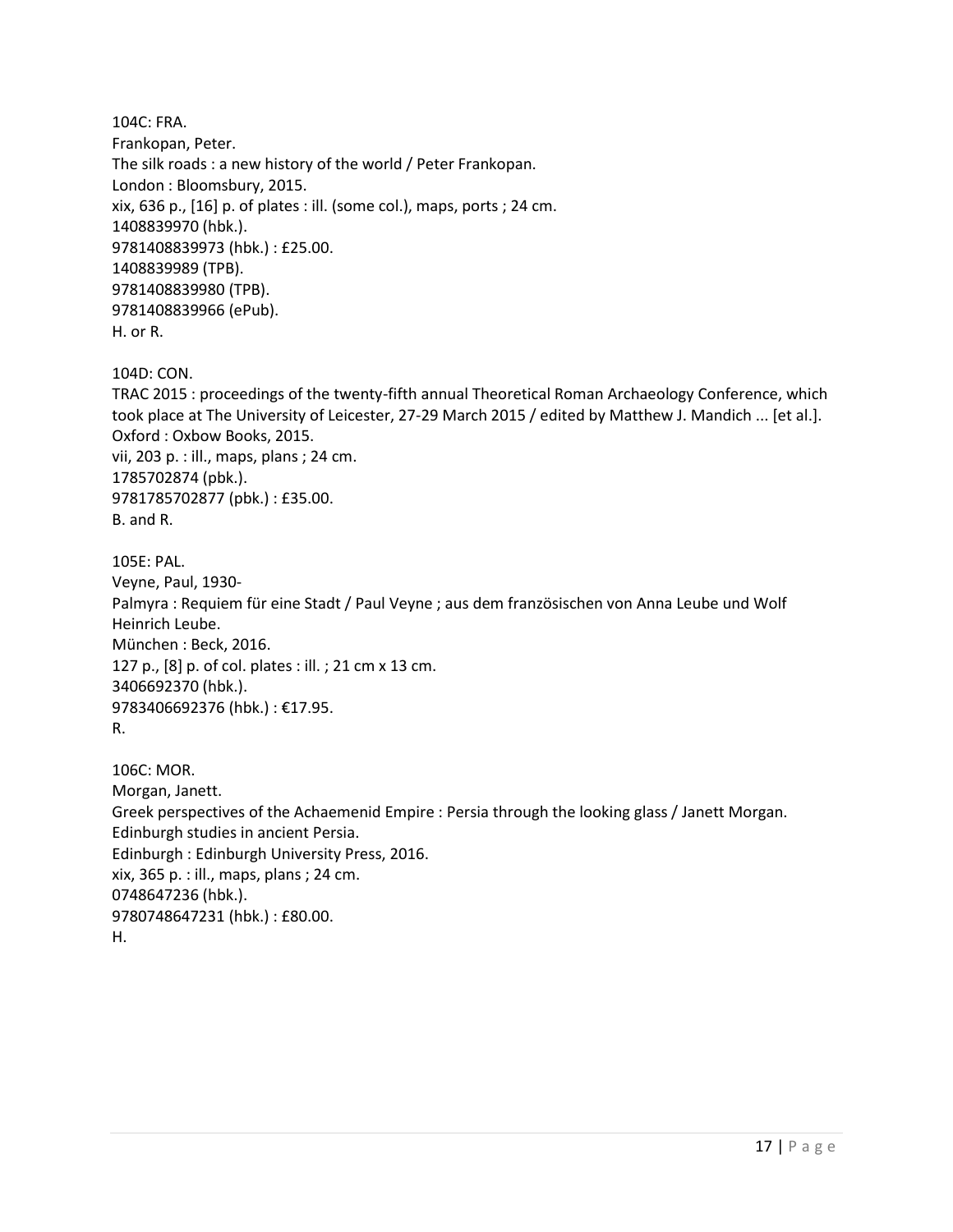104C: FRA.  
Frankopan, Peter.  
The silk roads : a new history of the world / Peter Frankopan.  
London : Bloomsbury, 2015.  
xix, 636 p., [16] p. of plates : ill. (some col.), maps, ports ; 24 cm.  
1408839970 (hbk.).  
9781408839973 (hbk.) : £25.00.  
1408839989 (TPB).  
9781408839980 (TPB).  
9781408839966 (ePub).  
H. or R.

104D: CON.  
TRAC 2015 : proceedings of the twenty-fifth annual Theoretical Roman Archaeology Conference, which took place at The University of Leicester, 27-29 March 2015 / edited by Matthew J. Mandich ... [et al.].  
Oxford : Oxbow Books, 2015.  
vii, 203 p. : ill., maps, plans ; 24 cm.  
1785702874 (pbk.).  
9781785702877 (pbk.) : £35.00.  
B. and R.

105E: PAL.  
Veyne, Paul, 1930-  
Palmyra : Requiem für eine Stadt / Paul Veyne ; aus dem französischen von Anna Leube und Wolf Heinrich Leube.  
München : Beck, 2016.  
127 p., [8] p. of col. plates : ill. ; 21 cm x 13 cm.  
3406692370 (hbk.).  
9783406692376 (hbk.) : €17.95.  
R.

106C: MOR.  
Morgan, Janett.  
Greek perspectives of the Achaemenid Empire : Persia through the looking glass / Janett Morgan.  
Edinburgh studies in ancient Persia.  
Edinburgh : Edinburgh University Press, 2016.  
xix, 365 p. : ill., maps, plans ; 24 cm.  
0748647236 (hbk.).  
9780748647231 (hbk.) : £80.00.  
H.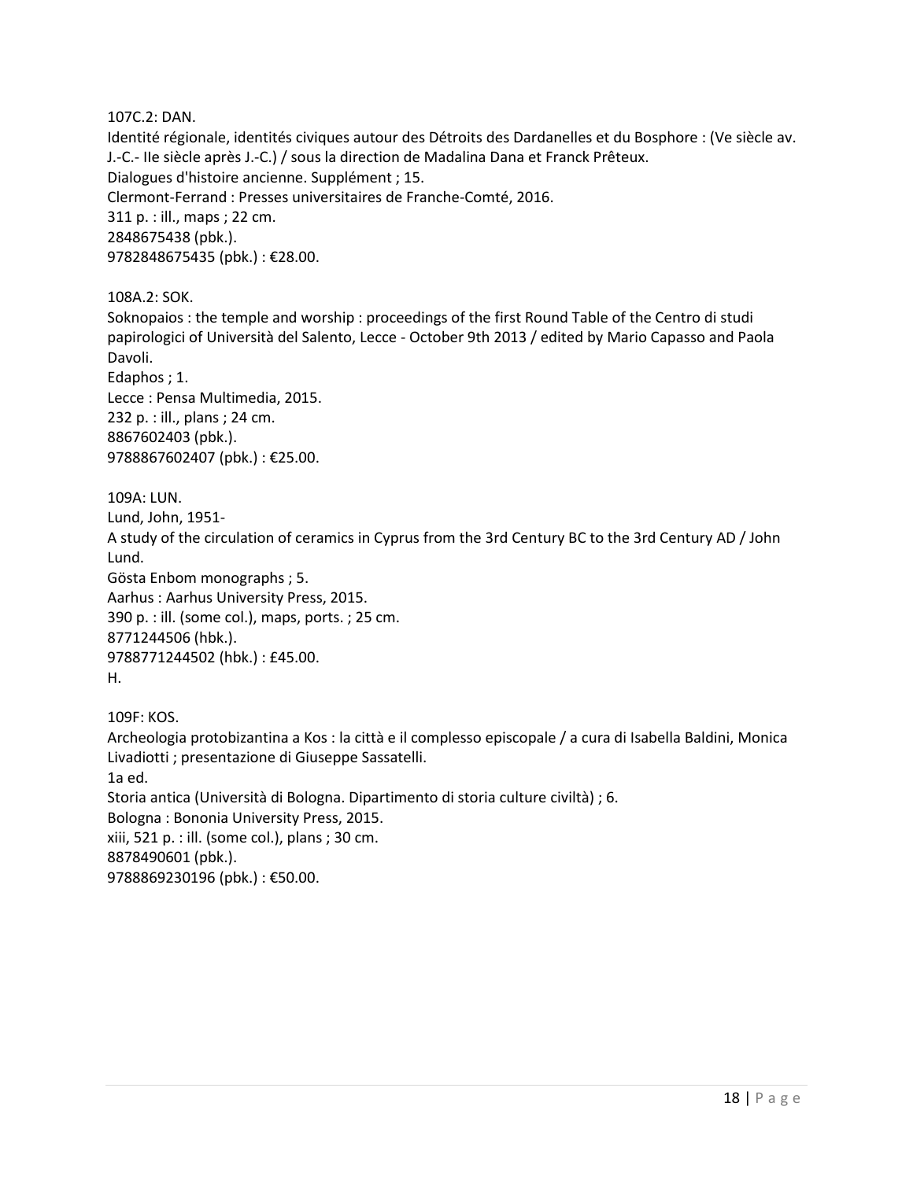107C.2: DAN.
Identité régionale, identités civiques autour des Détroits des Dardanelles et du Bosphore : (Ve siècle av. J.-C.- IIe siècle après J.-C.) / sous la direction de Madalina Dana et Franck Prêteux.
Dialogues d'histoire ancienne. Supplément ; 15.
Clermont-Ferrand : Presses universitaires de Franche-Comté, 2016.
311 p. : ill., maps ; 22 cm.
2848675438 (pbk.).
9782848675435 (pbk.) : €28.00.

108A.2: SOK.
Soknopaios : the temple and worship : proceedings of the first Round Table of the Centro di studi papirologici of Università del Salento, Lecce - October 9th 2013 / edited by Mario Capasso and Paola Davoli.
Edaphos ; 1.
Lecce : Pensa Multimedia, 2015.
232 p. : ill., plans ; 24 cm.
8867602403 (pbk.).
9788867602407 (pbk.) : €25.00.

109A: LUN.
Lund, John, 1951-
A study of the circulation of ceramics in Cyprus from the 3rd Century BC to the 3rd Century AD / John Lund.
Gösta Enbom monographs ; 5.
Aarhus : Aarhus University Press, 2015.
390 p. : ill. (some col.), maps, ports. ; 25 cm.
8771244506 (hbk.).
9788771244502 (hbk.) : £45.00.
H.

109F: KOS.
Archeologia protobizantina a Kos : la città e il complesso episcopale / a cura di Isabella Baldini, Monica Livadiotti ; presentazione di Giuseppe Sassatelli.
1a ed.
Storia antica (Università di Bologna. Dipartimento di storia culture civiltà) ; 6.
Bologna : Bononia University Press, 2015.
xiii, 521 p. : ill. (some col.), plans ; 30 cm.
8878490601 (pbk.).
9788869230196 (pbk.) : €50.00.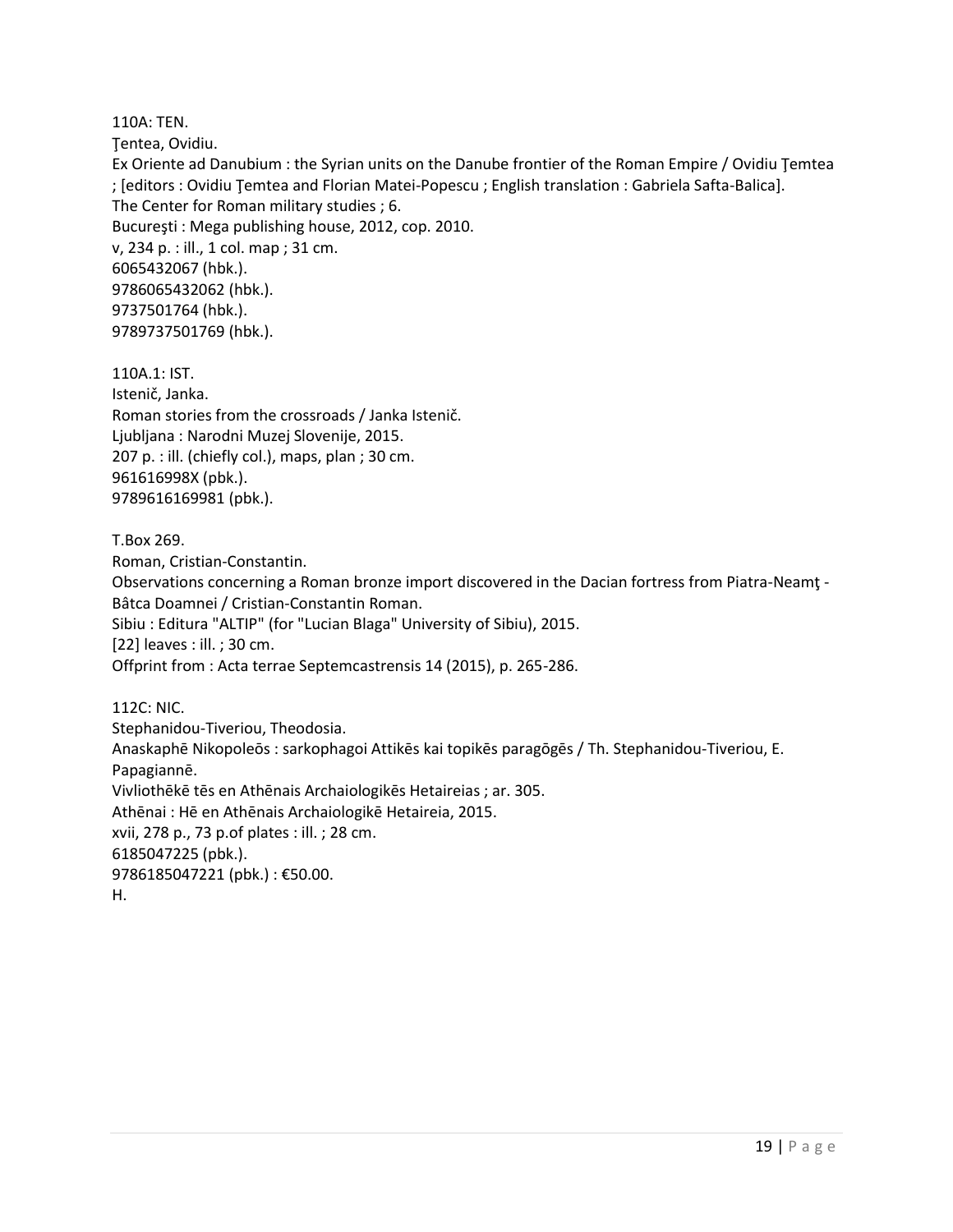110A: TEN.
Ţentea, Ovidiu.
Ex Oriente ad Danubium : the Syrian units on the Danube frontier of the Roman Empire / Ovidiu Ţemtea ; [editors : Ovidiu Ţemtea and Florian Matei-Popescu ; English translation : Gabriela Safta-Balica].
The Center for Roman military studies ; 6.
Bucureşti : Mega publishing house, 2012, cop. 2010.
v, 234 p. : ill., 1 col. map ; 31 cm.
6065432067 (hbk.).
9786065432062 (hbk.).
9737501764 (hbk.).
9789737501769 (hbk.).

110A.1: IST.
Istenič, Janka.
Roman stories from the crossroads / Janka Istenič.
Ljubljana : Narodni Muzej Slovenije, 2015.
207 p. : ill. (chiefly col.), maps, plan ; 30 cm.
961616998X (pbk.).
9789616169981 (pbk.).

T.Box 269.
Roman, Cristian-Constantin.
Observations concerning a Roman bronze import discovered in the Dacian fortress from Piatra-Neamţ - Bâtca Doamnei / Cristian-Constantin Roman.
Sibiu : Editura "ALTIP" (for "Lucian Blaga" University of Sibiu), 2015.
[22] leaves : ill. ; 30 cm.
Offprint from : Acta terrae Septemcastrensis 14 (2015), p. 265-286.

112C: NIC.
Stephanidou-Tiveriou, Theodosia.
Anaskaphē Nikopoleōs : sarkophagoi Attikēs kai topikēs paragōgēs / Th. Stephanidou-Tiveriou, E. Papagiannē.
Vivliothēkē tēs en Athēnais Archaiologikēs Hetaireias ; ar. 305.
Athēnai : Hē en Athēnais Archaiologikē Hetaireia, 2015.
xvii, 278 p., 73 p.of plates : ill. ; 28 cm.
6185047225 (pbk.).
9786185047221 (pbk.) : €50.00.
H.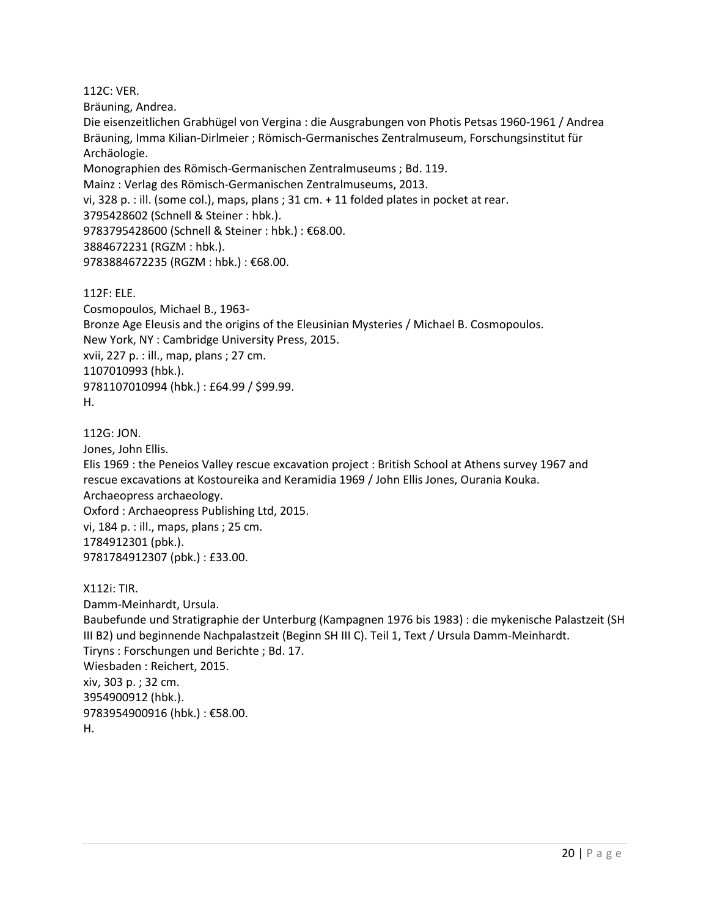112C: VER.
Bräuning, Andrea.
Die eisenzeitlichen Grabhügel von Vergina : die Ausgrabungen von Photis Petsas 1960-1961 / Andrea Bräuning, Imma Kilian-Dirlmeier ; Römisch-Germanisches Zentralmuseum, Forschungsinstitut für Archäologie.
Monographien des Römisch-Germanischen Zentralmuseums ; Bd. 119.
Mainz : Verlag des Römisch-Germanischen Zentralmuseums, 2013.
vi, 328 p. : ill. (some col.), maps, plans ; 31 cm. + 11 folded plates in pocket at rear.
3795428602 (Schnell & Steiner : hbk.).
9783795428600 (Schnell & Steiner : hbk.) : €68.00.
3884672231 (RGZM : hbk.).
9783884672235 (RGZM : hbk.) : €68.00.

112F: ELE.
Cosmopoulos, Michael B., 1963-
Bronze Age Eleusis and the origins of the Eleusinian Mysteries / Michael B. Cosmopoulos.
New York, NY : Cambridge University Press, 2015.
xvii, 227 p. : ill., map, plans ; 27 cm.
1107010993 (hbk.).
9781107010994 (hbk.) : £64.99 / $99.99.
H.

112G: JON.
Jones, John Ellis.
Elis 1969 : the Peneios Valley rescue excavation project : British School at Athens survey 1967 and rescue excavations at Kostoureika and Keramidia 1969 / John Ellis Jones, Ourania Kouka.
Archaeopress archaeology.
Oxford : Archaeopress Publishing Ltd, 2015.
vi, 184 p. : ill., maps, plans ; 25 cm.
1784912301 (pbk.).
9781784912307 (pbk.) : £33.00.

X112i: TIR.
Damm-Meinhardt, Ursula.
Baubefunde und Stratigraphie der Unterburg (Kampagnen 1976 bis 1983) : die mykenische Palastzeit (SH III B2) und beginnende Nachpalastzeit (Beginn SH III C). Teil 1, Text / Ursula Damm-Meinhardt.
Tiryns : Forschungen und Berichte ; Bd. 17.
Wiesbaden : Reichert, 2015.
xiv, 303 p. ; 32 cm.
3954900912 (hbk.).
9783954900916 (hbk.) : €58.00.
H.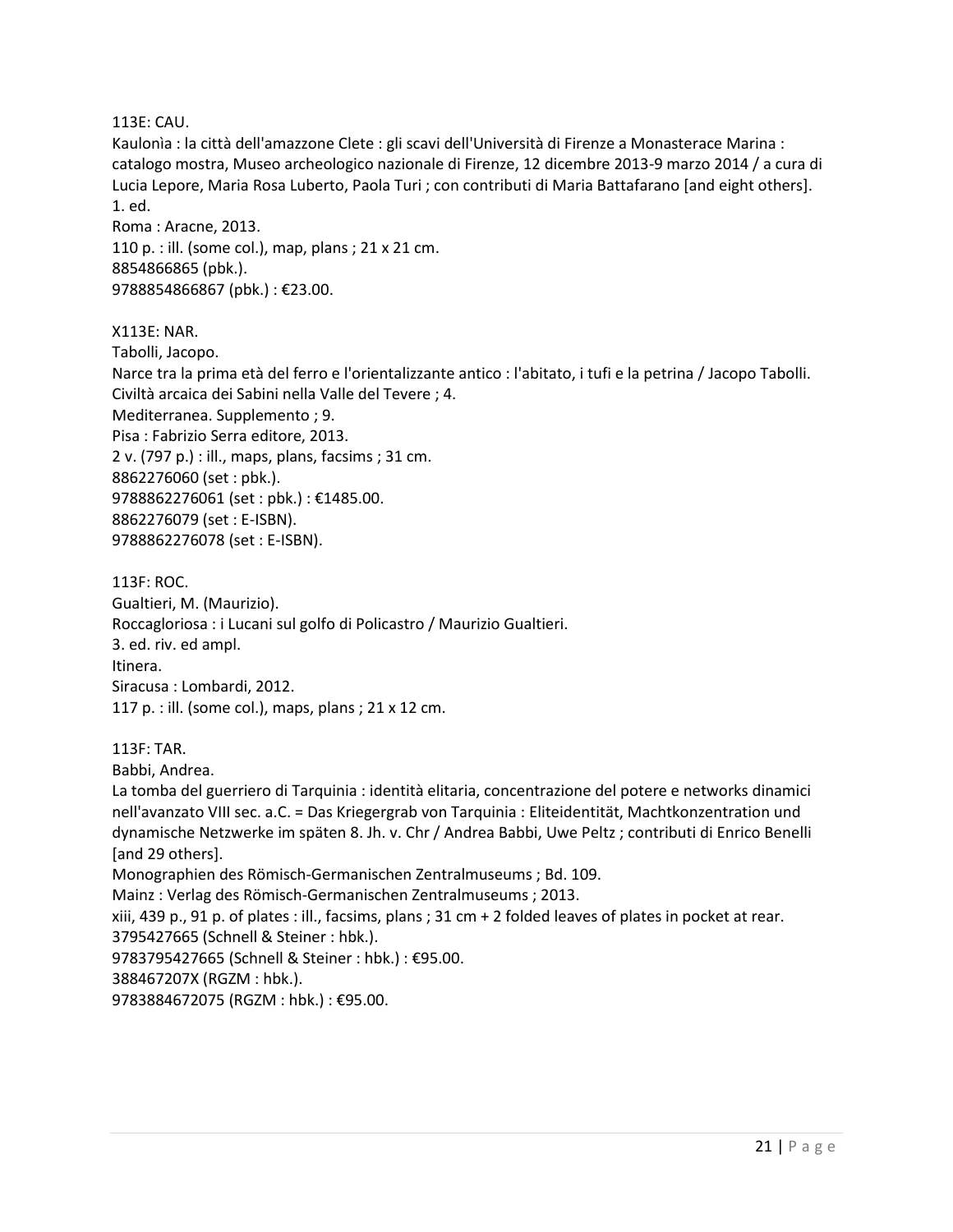113E: CAU.
Kaulonìa : la città dell'amazzone Clete : gli scavi dell'Università di Firenze a Monasterace Marina : catalogo mostra, Museo archeologico nazionale di Firenze, 12 dicembre 2013-9 marzo 2014 / a cura di Lucia Lepore, Maria Rosa Luberto, Paola Turi ; con contributi di Maria Battafarano [and eight others].
1. ed.
Roma : Aracne, 2013.
110 p. : ill. (some col.), map, plans ; 21 x 21 cm.
8854866865 (pbk.).
9788854866867 (pbk.) : €23.00.

X113E: NAR.
Tabolli, Jacopo.
Narce tra la prima età del ferro e l'orientalizzante antico : l'abitato, i tufi e la petrina / Jacopo Tabolli.
Civiltà arcaica dei Sabini nella Valle del Tevere ; 4.
Mediterranea. Supplemento ; 9.
Pisa : Fabrizio Serra editore, 2013.
2 v. (797 p.) : ill., maps, plans, facsims ; 31 cm.
8862276060 (set : pbk.).
9788862276061 (set : pbk.) : €1485.00.
8862276079 (set : E-ISBN).
9788862276078 (set : E-ISBN).

113F: ROC.
Gualtieri, M. (Maurizio).
Roccagloriosa : i Lucani sul golfo di Policastro / Maurizio Gualtieri.
3. ed. riv. ed ampl.
Itinera.
Siracusa : Lombardi, 2012.
117 p. : ill. (some col.), maps, plans ; 21 x 12 cm.

113F: TAR.
Babbi, Andrea.
La tomba del guerriero di Tarquinia : identità elitaria, concentrazione del potere e networks dinamici nell'avanzato VIII sec. a.C. = Das Kriegergrab von Tarquinia : Eliteidentität, Machtkonzentration und dynamische Netzwerke im späten 8. Jh. v. Chr / Andrea Babbi, Uwe Peltz ; contributi di Enrico Benelli [and 29 others].
Monographien des Römisch-Germanischen Zentralmuseums ; Bd. 109.
Mainz : Verlag des Römisch-Germanischen Zentralmuseums ; 2013.
xiii, 439 p., 91 p. of plates : ill., facsims, plans ; 31 cm + 2 folded leaves of plates in pocket at rear.
3795427665 (Schnell & Steiner : hbk.).
9783795427665 (Schnell & Steiner : hbk.) : €95.00.
388467207X (RGZM : hbk.).
9783884672075 (RGZM : hbk.) : €95.00.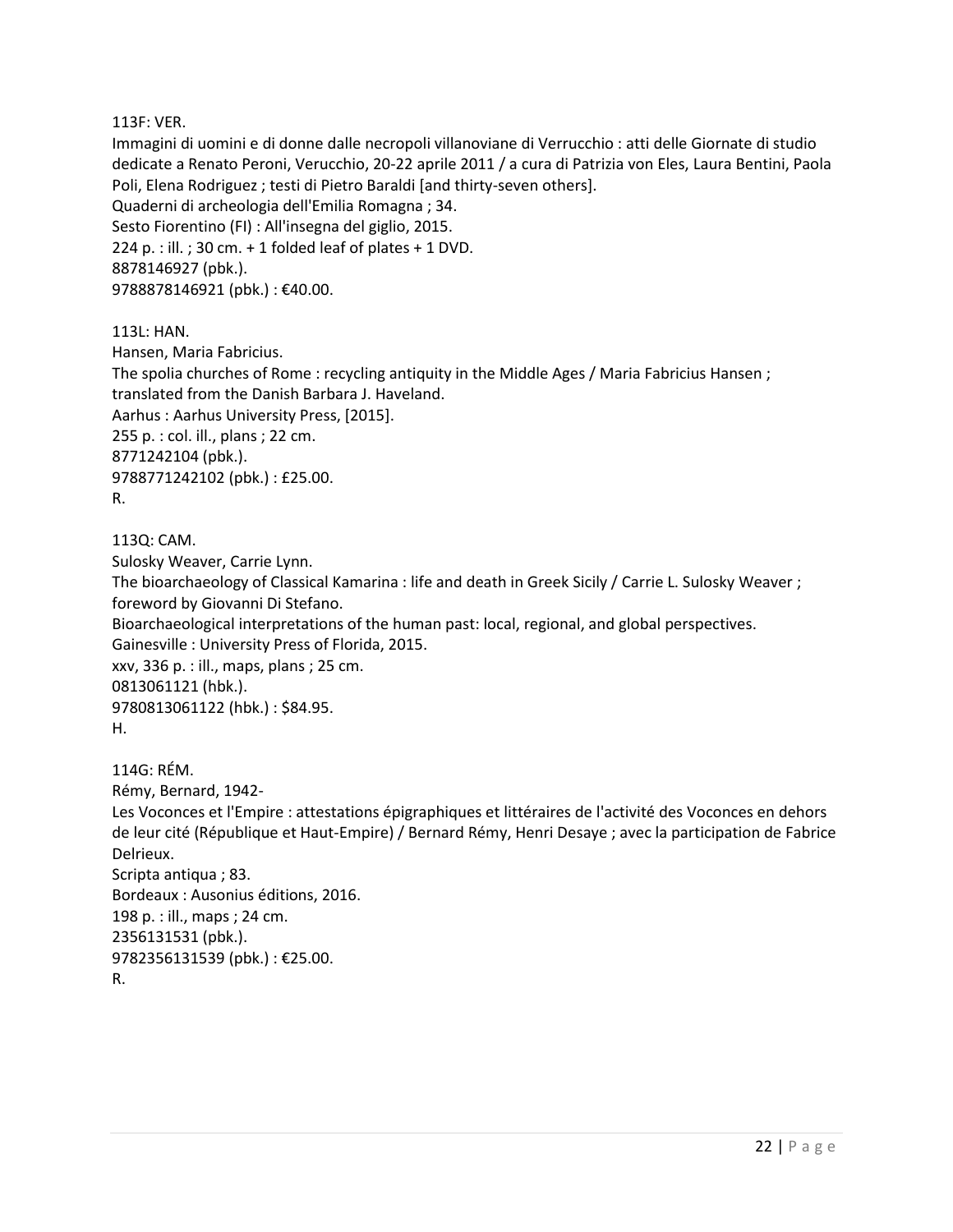113F: VER.
Immagini di uomini e di donne dalle necropoli villanoviane di Verrucchio : atti delle Giornate di studio dedicate a Renato Peroni, Verucchio, 20-22 aprile 2011 / a cura di Patrizia von Eles, Laura Bentini, Paola Poli, Elena Rodriguez ; testi di Pietro Baraldi [and thirty-seven others].
Quaderni di archeologia dell'Emilia Romagna ; 34.
Sesto Fiorentino (FI) : All'insegna del giglio, 2015.
224 p. : ill. ; 30 cm. + 1 folded leaf of plates + 1 DVD.
8878146927 (pbk.).
9788878146921 (pbk.) : €40.00.

113L: HAN.
Hansen, Maria Fabricius.
The spolia churches of Rome : recycling antiquity in the Middle Ages / Maria Fabricius Hansen ; translated from the Danish Barbara J. Haveland.
Aarhus : Aarhus University Press, [2015].
255 p. : col. ill., plans ; 22 cm.
8771242104 (pbk.).
9788771242102 (pbk.) : £25.00.
R.

113Q: CAM.
Sulosky Weaver, Carrie Lynn.
The bioarchaeology of Classical Kamarina : life and death in Greek Sicily / Carrie L. Sulosky Weaver ; foreword by Giovanni Di Stefano.
Bioarchaeological interpretations of the human past: local, regional, and global perspectives.
Gainesville : University Press of Florida, 2015.
xxv, 336 p. : ill., maps, plans ; 25 cm.
0813061121 (hbk.).
9780813061122 (hbk.) : $84.95.
H.

114G: RÉM.
Rémy, Bernard, 1942-
Les Voconces et l'Empire : attestations épigraphiques et littéraires de l'activité des Voconces en dehors de leur cité (République et Haut-Empire) / Bernard Rémy, Henri Desaye ; avec la participation de Fabrice Delrieux.
Scripta antiqua ; 83.
Bordeaux : Ausonius éditions, 2016.
198 p. : ill., maps ; 24 cm.
2356131531 (pbk.).
9782356131539 (pbk.) : €25.00.
R.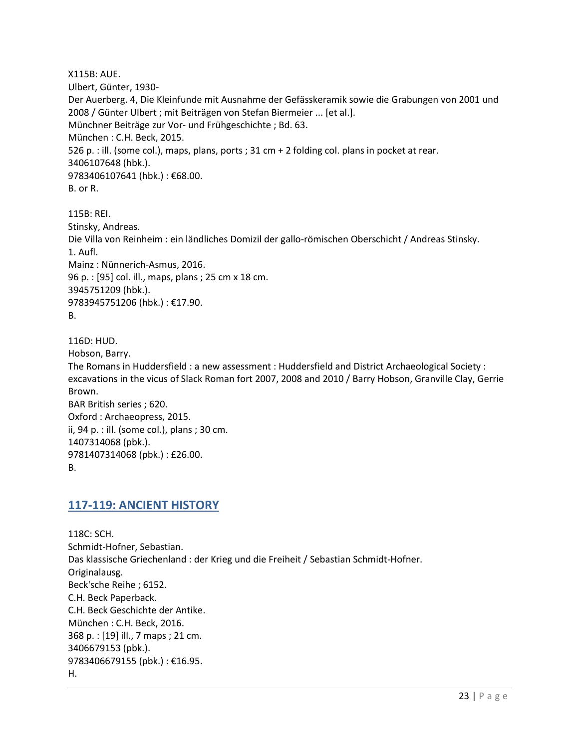X115B: AUE.
Ulbert, Günter, 1930-
Der Auerberg. 4, Die Kleinfunde mit Ausnahme der Gefässkeramik sowie die Grabungen von 2001 und 2008 / Günter Ulbert ; mit Beiträgen von Stefan Biermeier ... [et al.].
Münchner Beiträge zur Vor- und Frühgeschichte ; Bd. 63.
München : C.H. Beck, 2015.
526 p. : ill. (some col.), maps, plans, ports ; 31 cm + 2 folding col. plans in pocket at rear.
3406107648 (hbk.).
9783406107641 (hbk.) : €68.00.
B. or R.

115B: REI.
Stinsky, Andreas.
Die Villa von Reinheim : ein ländliches Domizil der gallo-römischen Oberschicht / Andreas Stinsky.
1. Aufl.
Mainz : Nünnerich-Asmus, 2016.
96 p. : [95] col. ill., maps, plans ; 25 cm x 18 cm.
3945751209 (hbk.).
9783945751206 (hbk.) : €17.90.
B.

116D: HUD.
Hobson, Barry.
The Romans in Huddersfield : a new assessment : Huddersfield and District Archaeological Society : excavations in the vicus of Slack Roman fort 2007, 2008 and 2010 / Barry Hobson, Granville Clay, Gerrie Brown.
BAR British series ; 620.
Oxford : Archaeopress, 2015.
ii, 94 p. : ill. (some col.), plans ; 30 cm.
1407314068 (pbk.).
9781407314068 (pbk.) : £26.00.
B.

## 117-119: ANCIENT HISTORY

118C: SCH.
Schmidt-Hofner, Sebastian.
Das klassische Griechenland : der Krieg und die Freiheit / Sebastian Schmidt-Hofner.
Originalausg.
Beck'sche Reihe ; 6152.
C.H. Beck Paperback.
C.H. Beck Geschichte der Antike.
München : C.H. Beck, 2016.
368 p. : [19] ill., 7 maps ; 21 cm.
3406679153 (pbk.).
9783406679155 (pbk.) : €16.95.
H.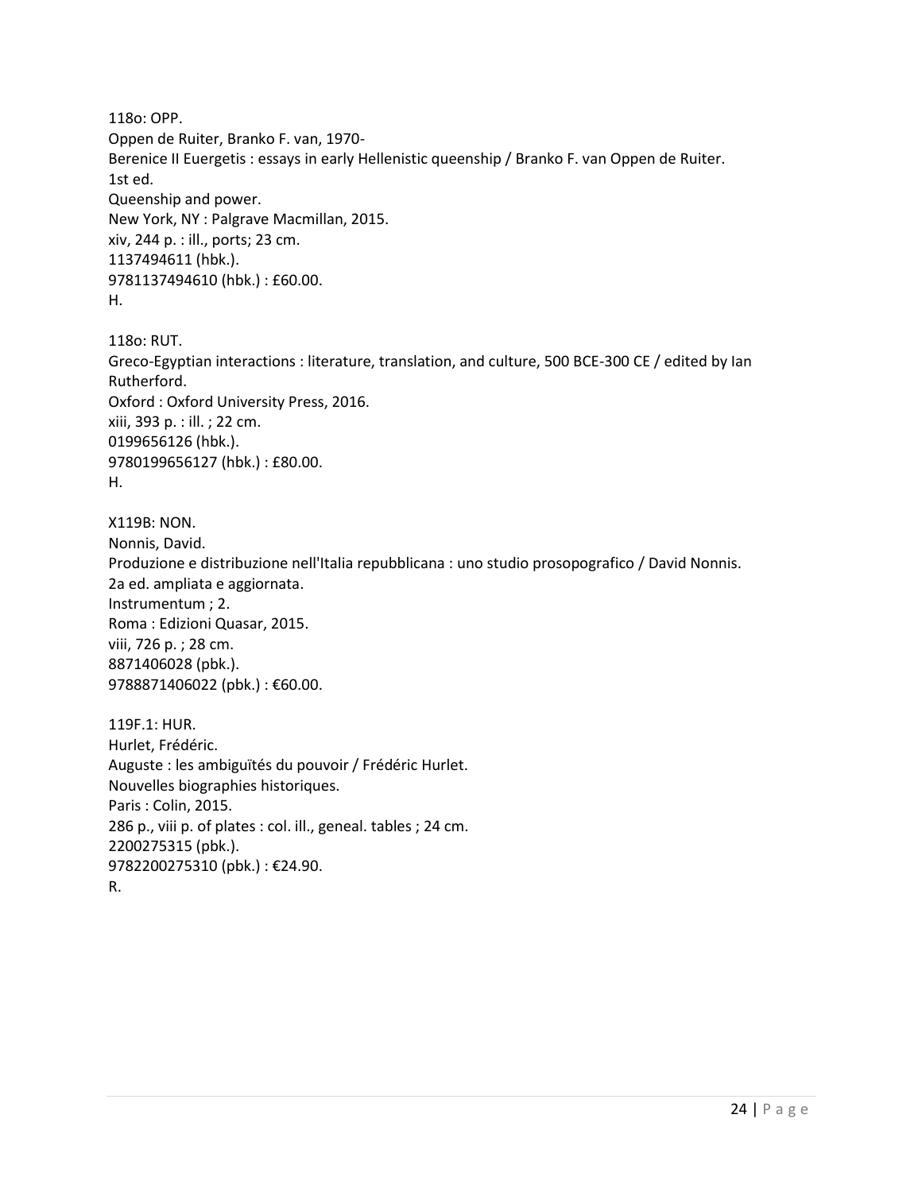118o: OPP.
Oppen de Ruiter, Branko F. van, 1970-
Berenice II Euergetis : essays in early Hellenistic queenship / Branko F. van Oppen de Ruiter.
1st ed.
Queenship and power.
New York, NY : Palgrave Macmillan, 2015.
xiv, 244 p. : ill., ports; 23 cm.
1137494611 (hbk.).
9781137494610 (hbk.) : £60.00.
H.

118o: RUT.
Greco-Egyptian interactions : literature, translation, and culture, 500 BCE-300 CE / edited by Ian Rutherford.
Oxford : Oxford University Press, 2016.
xiii, 393 p. : ill. ; 22 cm.
0199656126 (hbk.).
9780199656127 (hbk.) : £80.00.
H.

X119B: NON.
Nonnis, David.
Produzione e distribuzione nell'Italia repubblicana : uno studio prosopografico / David Nonnis.
2a ed. ampliata e aggiornata.
Instrumentum ; 2.
Roma : Edizioni Quasar, 2015.
viii, 726 p. ; 28 cm.
8871406028 (pbk.).
9788871406022 (pbk.) : €60.00.

119F.1: HUR.
Hurlet, Frédéric.
Auguste : les ambiguïtés du pouvoir / Frédéric Hurlet.
Nouvelles biographies historiques.
Paris : Colin, 2015.
286 p., viii p. of plates : col. ill., geneal. tables ; 24 cm.
2200275315 (pbk.).
9782200275310 (pbk.) : €24.90.
R.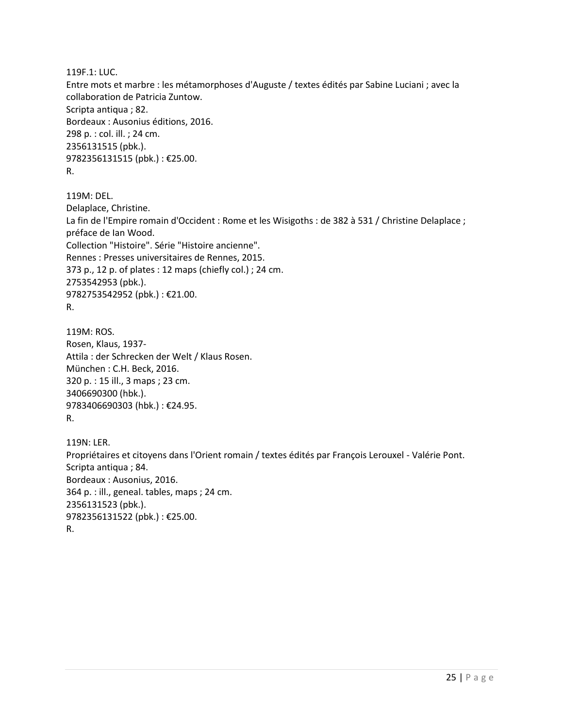119F.1: LUC.
Entre mots et marbre : les métamorphoses d'Auguste / textes édités par Sabine Luciani ; avec la collaboration de Patricia Zuntow.
Scripta antiqua ; 82.
Bordeaux : Ausonius éditions, 2016.
298 p. : col. ill. ; 24 cm.
2356131515 (pbk.).
9782356131515 (pbk.) : €25.00.
R.

119M: DEL.
Delaplace, Christine.
La fin de l'Empire romain d'Occident : Rome et les Wisigoths : de 382 à 531 / Christine Delaplace ; préface de Ian Wood.
Collection "Histoire". Série "Histoire ancienne".
Rennes : Presses universitaires de Rennes, 2015.
373 p., 12 p. of plates : 12 maps (chiefly col.) ; 24 cm.
2753542953 (pbk.).
9782753542952 (pbk.) : €21.00.
R.

119M: ROS.
Rosen, Klaus, 1937-
Attila : der Schrecken der Welt / Klaus Rosen.
München : C.H. Beck, 2016.
320 p. : 15 ill., 3 maps ; 23 cm.
3406690300 (hbk.).
9783406690303 (hbk.) : €24.95.
R.

119N: LER.
Propriétaires et citoyens dans l'Orient romain / textes édités par François Lerouxel - Valérie Pont.
Scripta antiqua ; 84.
Bordeaux : Ausonius, 2016.
364 p. : ill., geneal. tables, maps ; 24 cm.
2356131523 (pbk.).
9782356131522 (pbk.) : €25.00.
R.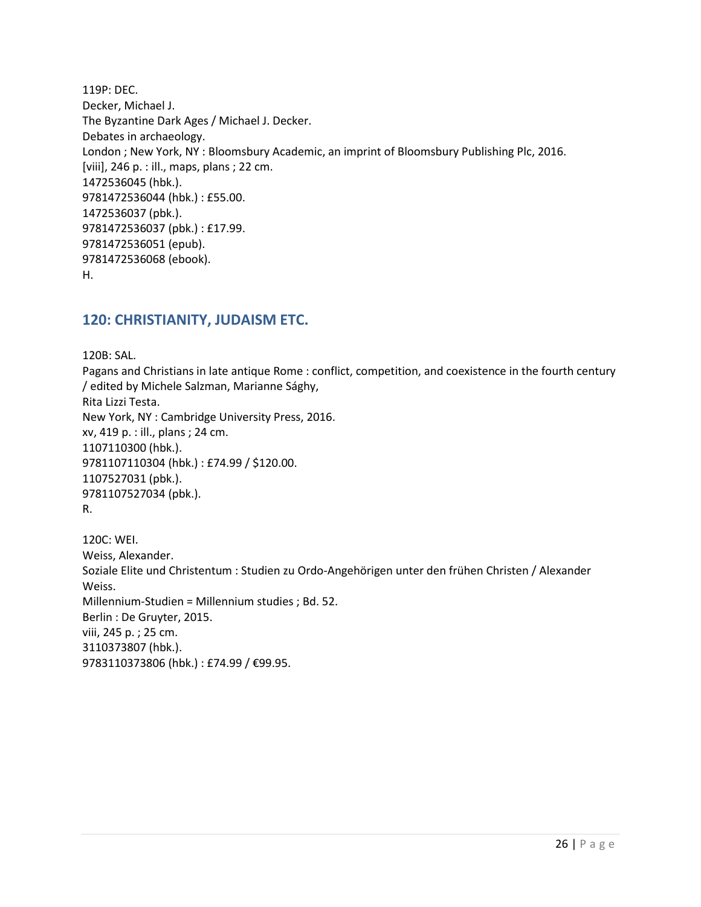119P: DEC.
Decker, Michael J.
The Byzantine Dark Ages / Michael J. Decker.
Debates in archaeology.
London ; New York, NY : Bloomsbury Academic, an imprint of Bloomsbury Publishing Plc, 2016.
[viii], 246 p. : ill., maps, plans ; 22 cm.
1472536045 (hbk.).
9781472536044 (hbk.) : £55.00.
1472536037 (pbk.).
9781472536037 (pbk.) : £17.99.
9781472536051 (epub).
9781472536068 (ebook).
H.

## 120: CHRISTIANITY, JUDAISM ETC.

120B: SAL.
Pagans and Christians in late antique Rome : conflict, competition, and coexistence in the fourth century / edited by Michele Salzman, Marianne Sághy,
Rita Lizzi Testa.
New York, NY : Cambridge University Press, 2016.
xv, 419 p. : ill., plans ; 24 cm.
1107110300 (hbk.).
9781107110304 (hbk.) : £74.99 / $120.00.
1107527031 (pbk.).
9781107527034 (pbk.).
R.

120C: WEI.
Weiss, Alexander.
Soziale Elite und Christentum : Studien zu Ordo-Angehörigen unter den frühen Christen / Alexander Weiss.
Millennium-Studien = Millennium studies ; Bd. 52.
Berlin : De Gruyter, 2015.
viii, 245 p. ; 25 cm.
3110373807 (hbk.).
9783110373806 (hbk.) : £74.99 / €99.95.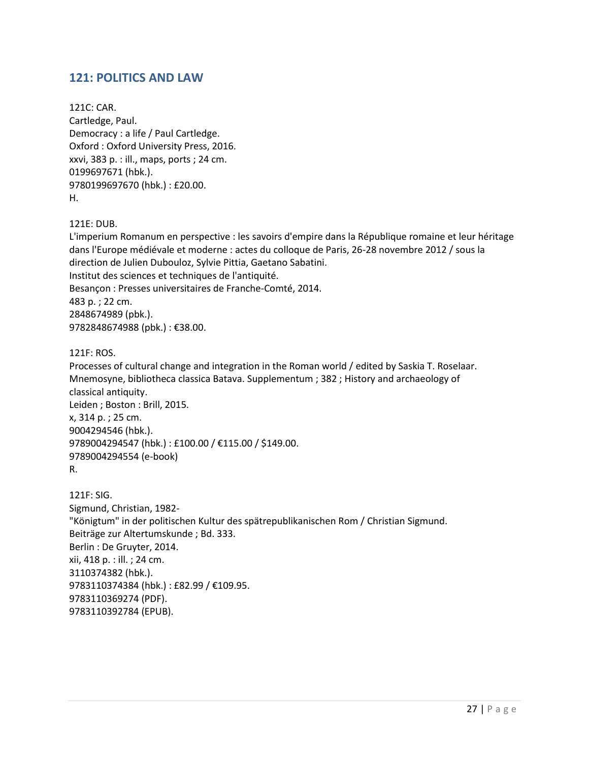## 121: POLITICS AND LAW

121C: CAR.
Cartledge, Paul.
Democracy : a life / Paul Cartledge.
Oxford : Oxford University Press, 2016.
xxvi, 383 p. : ill., maps, ports ; 24 cm.
0199697671 (hbk.).
9780199697670 (hbk.) : £20.00.
H.

121E: DUB.
L'imperium Romanum en perspective : les savoirs d'empire dans la République romaine et leur héritage dans l'Europe médiévale et moderne : actes du colloque de Paris, 26-28 novembre 2012 / sous la direction de Julien Dubouloz, Sylvie Pittia, Gaetano Sabatini.
Institut des sciences et techniques de l'antiquité.
Besançon : Presses universitaires de Franche-Comté, 2014.
483 p. ; 22 cm.
2848674989 (pbk.).
9782848674988 (pbk.) : €38.00.

121F: ROS.
Processes of cultural change and integration in the Roman world / edited by Saskia T. Roselaar.
Mnemosyne, bibliotheca classica Batava. Supplementum ; 382 ; History and archaeology of classical antiquity.
Leiden ; Boston : Brill, 2015.
x, 314 p. ; 25 cm.
9004294546 (hbk.).
9789004294547 (hbk.) : £100.00 / €115.00 / $149.00.
9789004294554 (e-book)
R.

121F: SIG.
Sigmund, Christian, 1982-
"Königtum" in der politischen Kultur des spätrepublikanischen Rom / Christian Sigmund.
Beiträge zur Altertumskunde ; Bd. 333.
Berlin : De Gruyter, 2014.
xii, 418 p. : ill. ; 24 cm.
3110374382 (hbk.).
9783110374384 (hbk.) : £82.99 / €109.95.
9783110369274 (PDF).
9783110392784 (EPUB).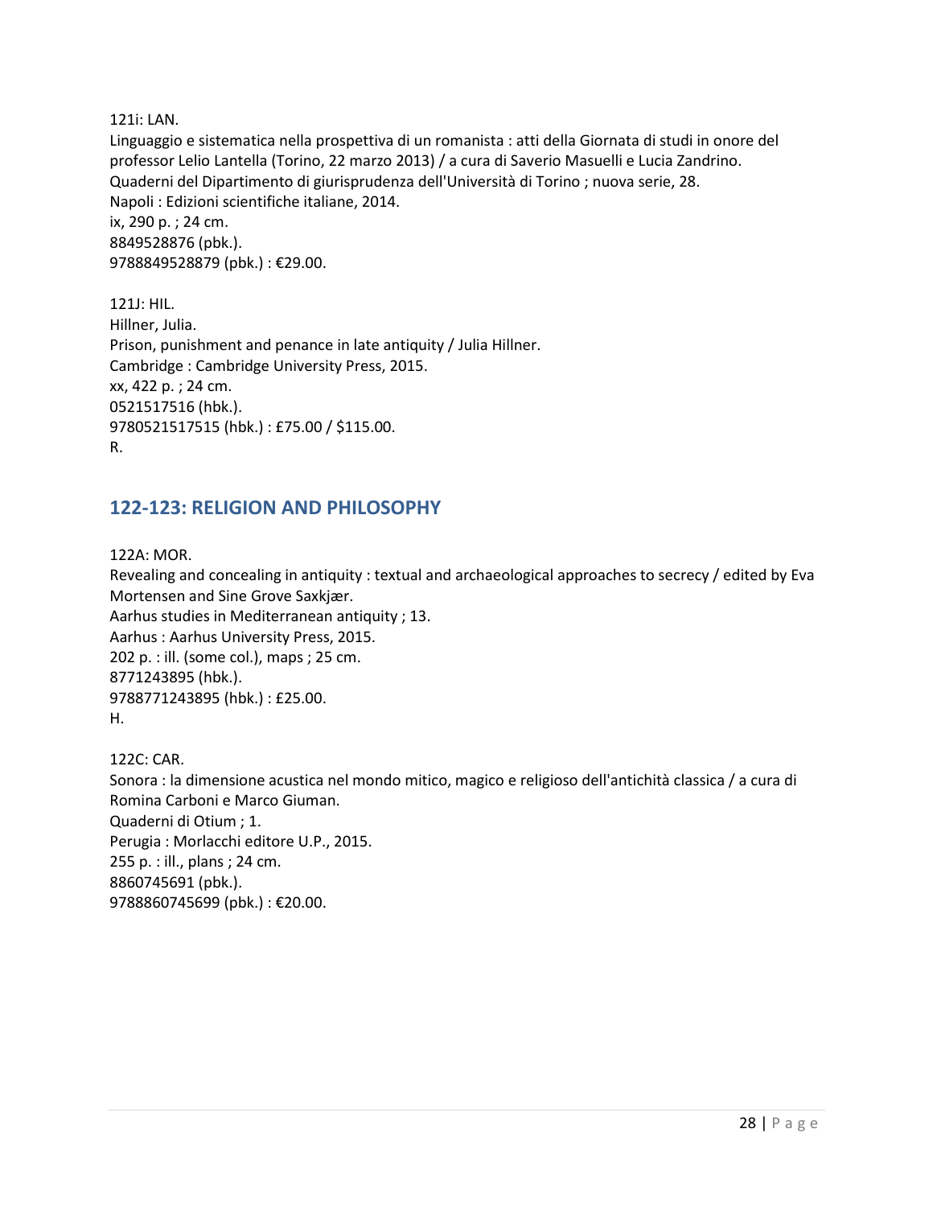121i: LAN.
Linguaggio e sistematica nella prospettiva di un romanista : atti della Giornata di studi in onore del professor Lelio Lantella (Torino, 22 marzo 2013) / a cura di Saverio Masuelli e Lucia Zandrino.
Quaderni del Dipartimento di giurisprudenza dell'Università di Torino ; nuova serie, 28.
Napoli : Edizioni scientifiche italiane, 2014.
ix, 290 p. ; 24 cm.
8849528876 (pbk.).
9788849528879 (pbk.) : €29.00.

121J: HIL.
Hillner, Julia.
Prison, punishment and penance in late antiquity / Julia Hillner.
Cambridge : Cambridge University Press, 2015.
xx, 422 p. ; 24 cm.
0521517516 (hbk.).
9780521517515 (hbk.) : £75.00 / $115.00.
R.

## 122-123: RELIGION AND PHILOSOPHY

122A: MOR.
Revealing and concealing in antiquity : textual and archaeological approaches to secrecy / edited by Eva Mortensen and Sine Grove Saxkjær.
Aarhus studies in Mediterranean antiquity ; 13.
Aarhus : Aarhus University Press, 2015.
202 p. : ill. (some col.), maps ; 25 cm.
8771243895 (hbk.).
9788771243895 (hbk.) : £25.00.
H.

122C: CAR.
Sonora : la dimensione acustica nel mondo mitico, magico e religioso dell'antichità classica / a cura di Romina Carboni e Marco Giuman.
Quaderni di Otium ; 1.
Perugia : Morlacchi editore U.P., 2015.
255 p. : ill., plans ; 24 cm.
8860745691 (pbk.).
9788860745699 (pbk.) : €20.00.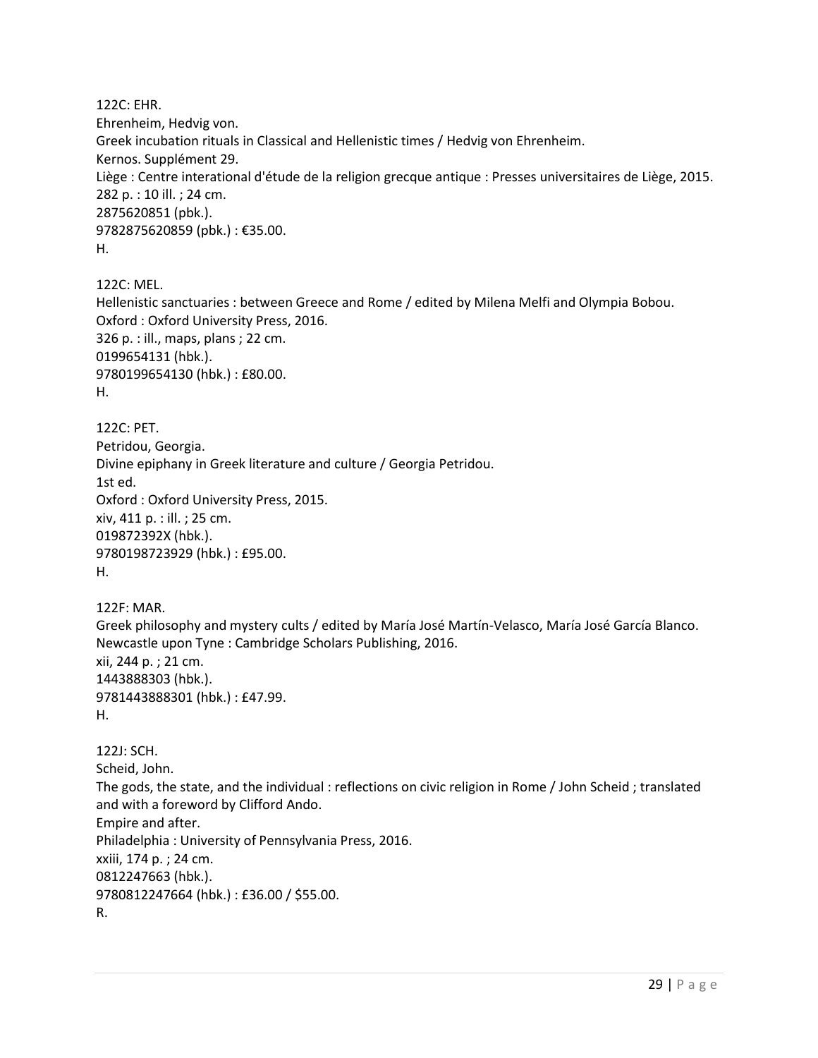122C: EHR.
Ehrenheim, Hedvig von.
Greek incubation rituals in Classical and Hellenistic times / Hedvig von Ehrenheim.
Kernos. Supplément 29.
Liège : Centre interational d'étude de la religion grecque antique : Presses universitaires de Liège, 2015.
282 p. : 10 ill. ; 24 cm.
2875620851 (pbk.).
9782875620859 (pbk.) : €35.00.
H.

122C: MEL.
Hellenistic sanctuaries : between Greece and Rome / edited by Milena Melfi and Olympia Bobou.
Oxford : Oxford University Press, 2016.
326 p. : ill., maps, plans ; 22 cm.
0199654131 (hbk.).
9780199654130 (hbk.) : £80.00.
H.

122C: PET.
Petridou, Georgia.
Divine epiphany in Greek literature and culture / Georgia Petridou.
1st ed.
Oxford : Oxford University Press, 2015.
xiv, 411 p. : ill. ; 25 cm.
019872392X (hbk.).
9780198723929 (hbk.) : £95.00.
H.

122F: MAR.
Greek philosophy and mystery cults / edited by María José Martín-Velasco, María José García Blanco.
Newcastle upon Tyne : Cambridge Scholars Publishing, 2016.
xii, 244 p. ; 21 cm.
1443888303 (hbk.).
9781443888301 (hbk.) : £47.99.
H.

122J: SCH.
Scheid, John.
The gods, the state, and the individual : reflections on civic religion in Rome / John Scheid ; translated and with a foreword by Clifford Ando.
Empire and after.
Philadelphia : University of Pennsylvania Press, 2016.
xxiii, 174 p. ; 24 cm.
0812247663 (hbk.).
9780812247664 (hbk.) : £36.00 / $55.00.
R.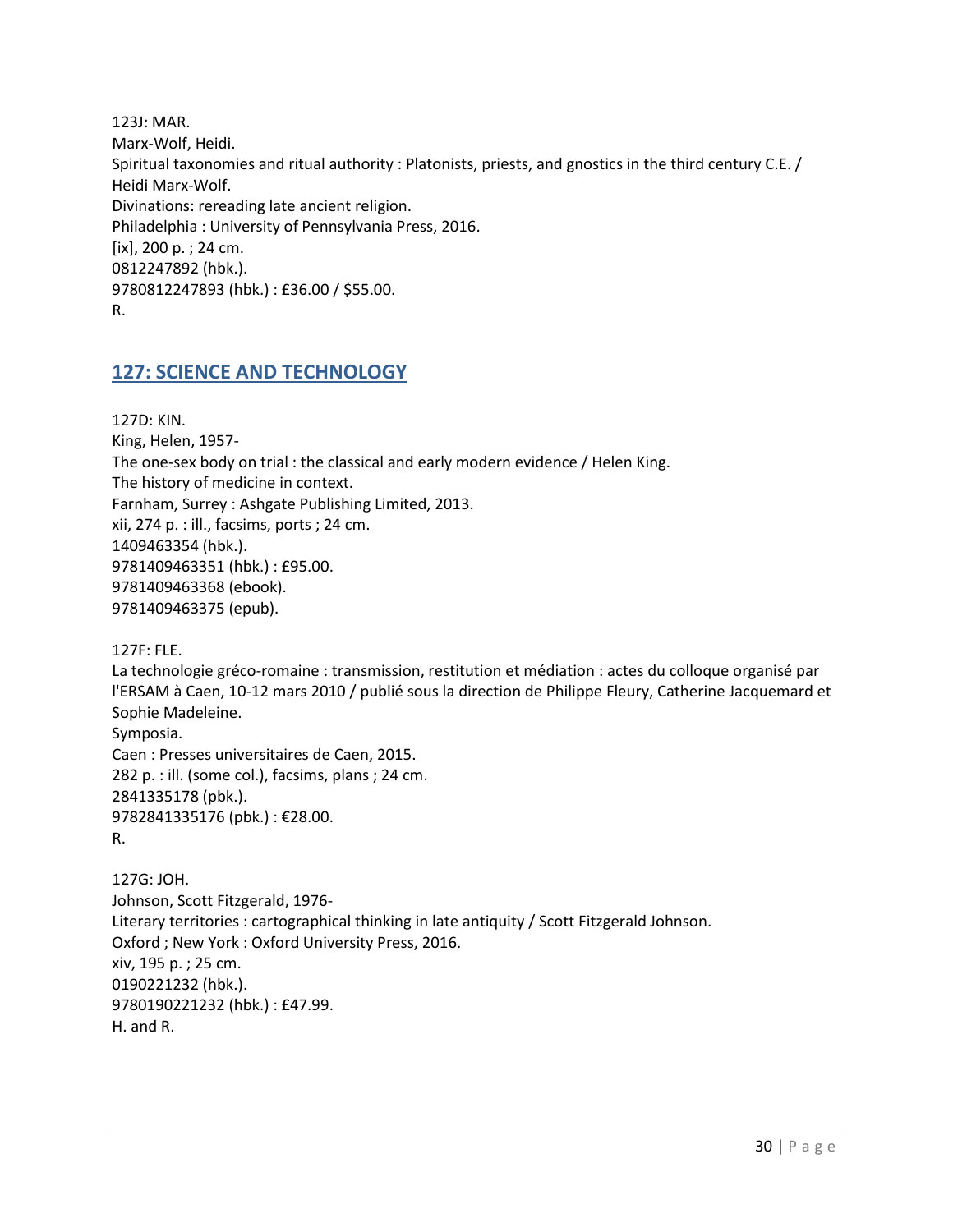123J: MAR.
Marx-Wolf, Heidi.
Spiritual taxonomies and ritual authority : Platonists, priests, and gnostics in the third century C.E. / Heidi Marx-Wolf.
Divinations: rereading late ancient religion.
Philadelphia : University of Pennsylvania Press, 2016.
[ix], 200 p. ; 24 cm.
0812247892 (hbk.).
9780812247893 (hbk.) : £36.00 / $55.00.
R.

## 127: SCIENCE AND TECHNOLOGY

127D: KIN.
King, Helen, 1957-
The one-sex body on trial : the classical and early modern evidence / Helen King.
The history of medicine in context.
Farnham, Surrey : Ashgate Publishing Limited, 2013.
xii, 274 p. : ill., facsims, ports ; 24 cm.
1409463354 (hbk.).
9781409463351 (hbk.) : £95.00.
9781409463368 (ebook).
9781409463375 (epub).

127F: FLE.
La technologie gréco-romaine : transmission, restitution et médiation : actes du colloque organisé par l'ERSAM à Caen, 10-12 mars 2010 / publié sous la direction de Philippe Fleury, Catherine Jacquemard et Sophie Madeleine.
Symposia.
Caen : Presses universitaires de Caen, 2015.
282 p. : ill. (some col.), facsims, plans ; 24 cm.
2841335178 (pbk.).
9782841335176 (pbk.) : €28.00.
R.

127G: JOH.
Johnson, Scott Fitzgerald, 1976-
Literary territories : cartographical thinking in late antiquity / Scott Fitzgerald Johnson.
Oxford ; New York : Oxford University Press, 2016.
xiv, 195 p. ; 25 cm.
0190221232 (hbk.).
9780190221232 (hbk.) : £47.99.
H. and R.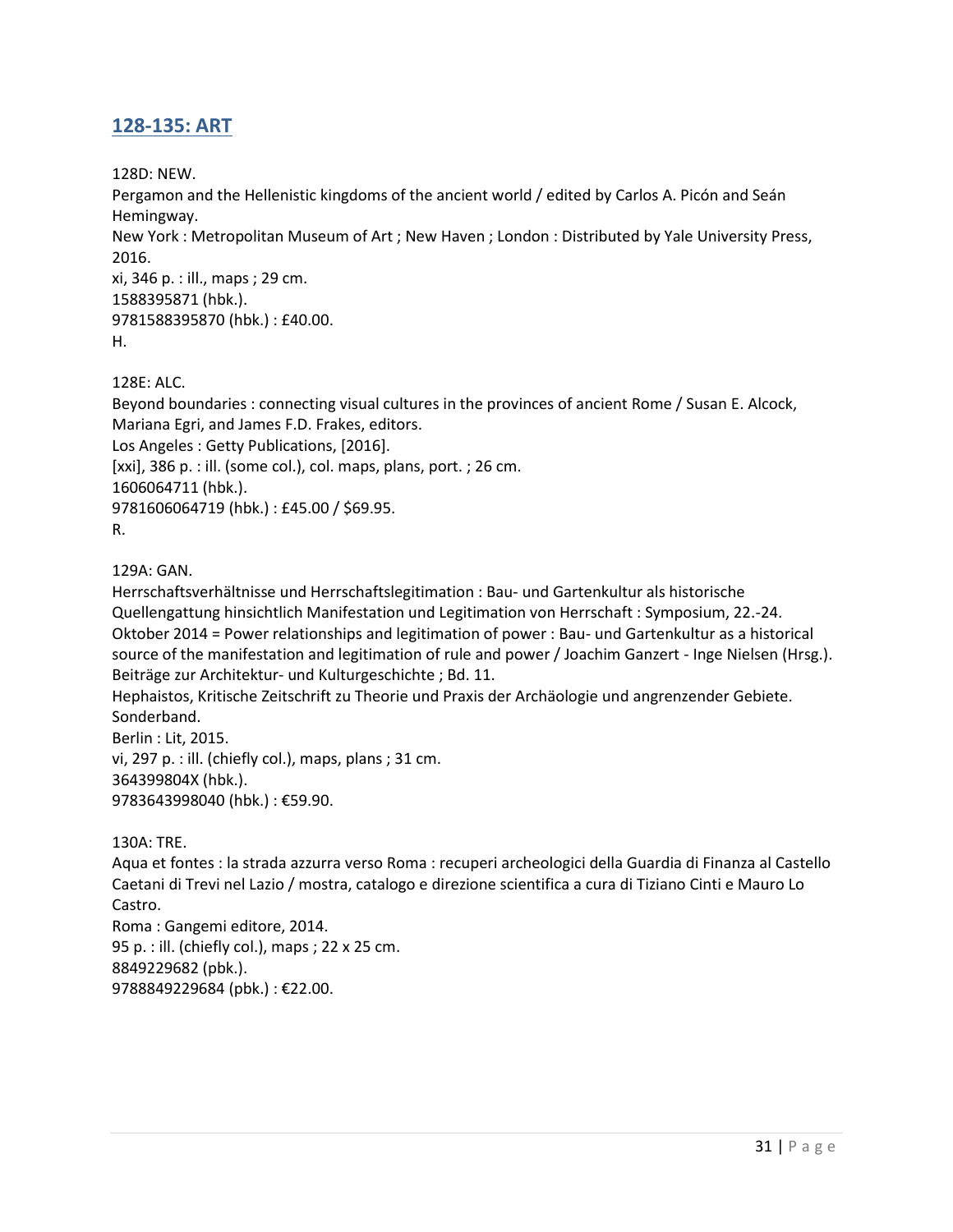## 128-135: ART

128D: NEW.
Pergamon and the Hellenistic kingdoms of the ancient world / edited by Carlos A. Picón and Seán Hemingway.
New York : Metropolitan Museum of Art ; New Haven ; London : Distributed by Yale University Press, 2016.
xi, 346 p. : ill., maps ; 29 cm.
1588395871 (hbk.).
9781588395870 (hbk.) : £40.00.
H.

128E: ALC.
Beyond boundaries : connecting visual cultures in the provinces of ancient Rome / Susan E. Alcock, Mariana Egri, and James F.D. Frakes, editors.
Los Angeles : Getty Publications, [2016].
[xxi], 386 p. : ill. (some col.), col. maps, plans, port. ; 26 cm.
1606064711 (hbk.).
9781606064719 (hbk.) : £45.00 / $69.95.
R.

129A: GAN.
Herrschaftsverhältnisse und Herrschaftslegitimation : Bau- und Gartenkultur als historische Quellengattung hinsichtlich Manifestation und Legitimation von Herrschaft : Symposium, 22.-24. Oktober 2014 = Power relationships and legitimation of power : Bau- und Gartenkultur as a historical source of the manifestation and legitimation of rule and power / Joachim Ganzert - Inge Nielsen (Hrsg.).
Beiträge zur Architektur- und Kulturgeschichte ; Bd. 11.
Hephaistos, Kritische Zeitschrift zu Theorie und Praxis der Archäologie und angrenzender Gebiete. Sonderband.
Berlin : Lit, 2015.
vi, 297 p. : ill. (chiefly col.), maps, plans ; 31 cm.
364399804X (hbk.).
9783643998040 (hbk.) : €59.90.

130A: TRE.
Aqua et fontes : la strada azzurra verso Roma : recuperi archeologici della Guardia di Finanza al Castello Caetani di Trevi nel Lazio / mostra, catalogo e direzione scientifica a cura di Tiziano Cinti e Mauro Lo Castro.
Roma : Gangemi editore, 2014.
95 p. : ill. (chiefly col.), maps ; 22 x 25 cm.
8849229682 (pbk.).
9788849229684 (pbk.) : €22.00.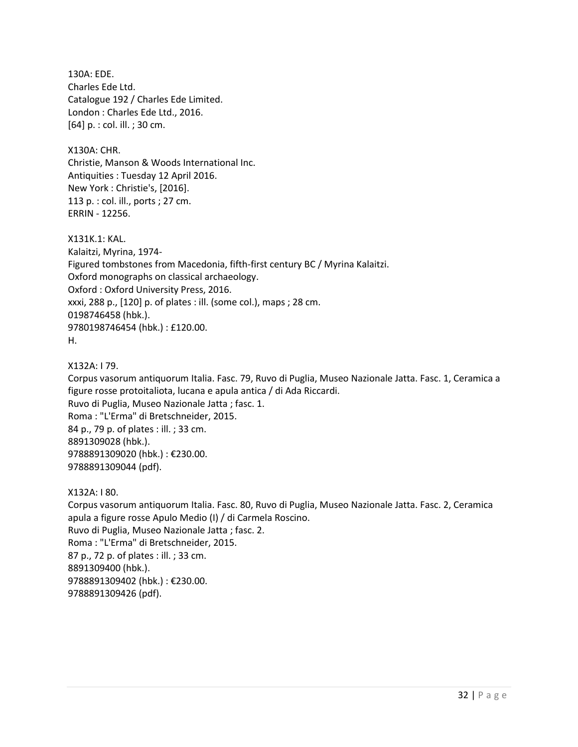130A: EDE.
Charles Ede Ltd.
Catalogue 192 / Charles Ede Limited.
London : Charles Ede Ltd., 2016.
[64] p. : col. ill. ; 30 cm.

X130A: CHR.
Christie, Manson & Woods International Inc.
Antiquities : Tuesday 12 April 2016.
New York : Christie's, [2016].
113 p. : col. ill., ports ; 27 cm.
ERRIN - 12256.

X131K.1: KAL.
Kalaitzi, Myrina, 1974-
Figured tombstones from Macedonia, fifth-first century BC / Myrina Kalaitzi.
Oxford monographs on classical archaeology.
Oxford : Oxford University Press, 2016.
xxxi, 288 p., [120] p. of plates : ill. (some col.), maps ; 28 cm.
0198746458 (hbk.).
9780198746454 (hbk.) : £120.00.
H.

X132A: I 79.
Corpus vasorum antiquorum Italia. Fasc. 79, Ruvo di Puglia, Museo Nazionale Jatta. Fasc. 1, Ceramica a figure rosse protoitaliota, lucana e apula antica / di Ada Riccardi.
Ruvo di Puglia, Museo Nazionale Jatta ; fasc. 1.
Roma : "L'Erma" di Bretschneider, 2015.
84 p., 79 p. of plates : ill. ; 33 cm.
8891309028 (hbk.).
9788891309020 (hbk.) : €230.00.
9788891309044 (pdf).

X132A: I 80.
Corpus vasorum antiquorum Italia. Fasc. 80, Ruvo di Puglia, Museo Nazionale Jatta. Fasc. 2, Ceramica apula a figure rosse Apulo Medio (I) / di Carmela Roscino.
Ruvo di Puglia, Museo Nazionale Jatta ; fasc. 2.
Roma : "L'Erma" di Bretschneider, 2015.
87 p., 72 p. of plates : ill. ; 33 cm.
8891309400 (hbk.).
9788891309402 (hbk.) : €230.00.
9788891309426 (pdf).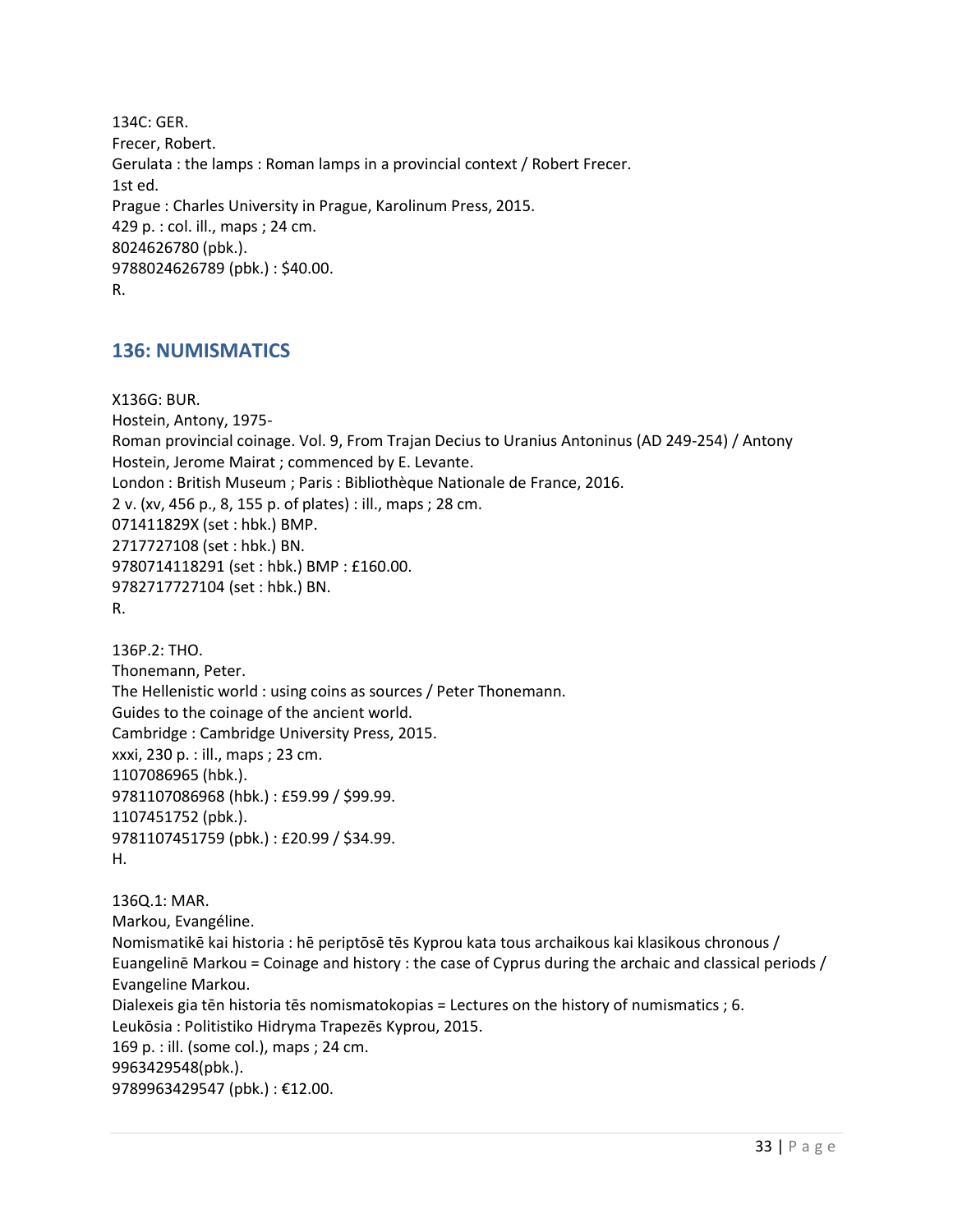134C: GER.  
Frecer, Robert.  
Gerulata : the lamps : Roman lamps in a provincial context / Robert Frecer.  
1st ed.  
Prague : Charles University in Prague, Karolinum Press, 2015.  
429 p. : col. ill., maps ; 24 cm.  
8024626780 (pbk.).  
9788024626789 (pbk.) : $40.00.  
R.

## 136: NUMISMATICS

X136G: BUR.  
Hostein, Antony, 1975-  
Roman provincial coinage. Vol. 9, From Trajan Decius to Uranius Antoninus (AD 249-254) / Antony Hostein, Jerome Mairat ; commenced by E. Levante.  
London : British Museum ; Paris : Bibliothèque Nationale de France, 2016.  
2 v. (xv, 456 p., 8, 155 p. of plates) : ill., maps ; 28 cm.  
071411829X (set : hbk.) BMP.  
2717727108 (set : hbk.) BN.  
9780714118291 (set : hbk.) BMP : £160.00.  
9782717727104 (set : hbk.) BN.  
R.

136P.2: THO.  
Thonemann, Peter.  
The Hellenistic world : using coins as sources / Peter Thonemann.  
Guides to the coinage of the ancient world.  
Cambridge : Cambridge University Press, 2015.  
xxxi, 230 p. : ill., maps ; 23 cm.  
1107086965 (hbk.).  
9781107086968 (hbk.) : £59.99 / $99.99.  
1107451752 (pbk.).  
9781107451759 (pbk.) : £20.99 / $34.99.  
H.

136Q.1: MAR.  
Markou, Evangéline.  
Nomismatikē kai historia : hē periptōsē tēs Kyprou kata tous archaikous kai klasikous chronous / Euangelinē Markou = Coinage and history : the case of Cyprus during the archaic and classical periods / Evangeline Markou.  
Dialexeis gia tēn historia tēs nomismatokopias = Lectures on the history of numismatics ; 6.  
Leukōsia : Politistiko Hidryma Trapezēs Kyprou, 2015.  
169 p. : ill. (some col.), maps ; 24 cm.  
9963429548(pbk.).  
9789963429547 (pbk.) : €12.00.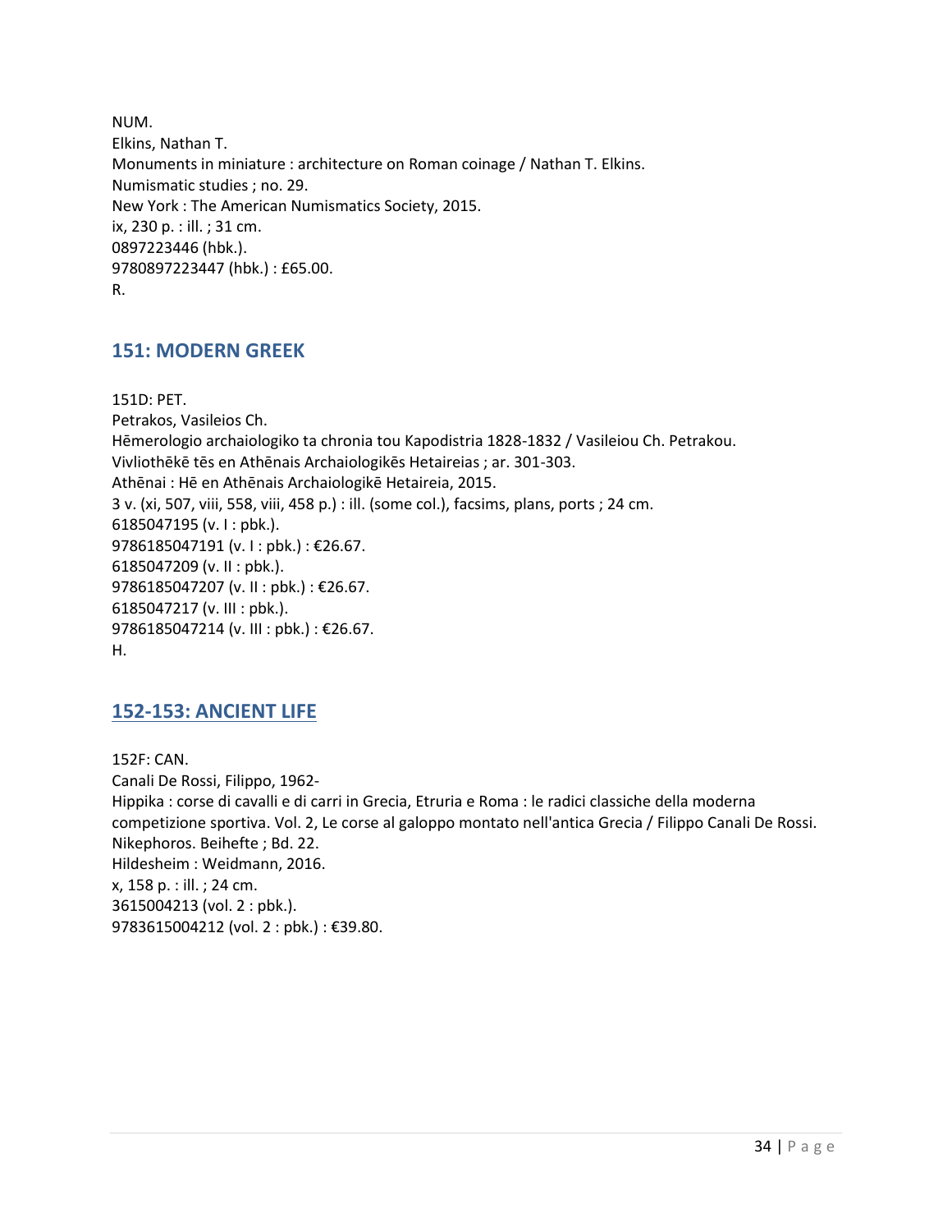NUM.
Elkins, Nathan T.
Monuments in miniature : architecture on Roman coinage / Nathan T. Elkins.
Numismatic studies ; no. 29.
New York : The American Numismatics Society, 2015.
ix, 230 p. : ill. ; 31 cm.
0897223446 (hbk.).
9780897223447 (hbk.) : £65.00.
R.

## 151: MODERN GREEK

151D: PET.
Petrakos, Vasileios Ch.
Hēmerologio archaiologiko ta chronia tou Kapodistria 1828-1832 / Vasileiou Ch. Petrakou.
Vivliothēkē tēs en Athēnais Archaiologikēs Hetaireias ; ar. 301-303.
Athēnai : Hē en Athēnais Archaiologikē Hetaireia, 2015.
3 v. (xi, 507, viii, 558, viii, 458 p.) : ill. (some col.), facsims, plans, ports ; 24 cm.
6185047195 (v. I : pbk.).
9786185047191 (v. I : pbk.) : €26.67.
6185047209 (v. II : pbk.).
9786185047207 (v. II : pbk.) : €26.67.
6185047217 (v. III : pbk.).
9786185047214 (v. III : pbk.) : €26.67.
H.

## 152-153: ANCIENT LIFE

152F: CAN.
Canali De Rossi, Filippo, 1962-
Hippika : corse di cavalli e di carri in Grecia, Etruria e Roma : le radici classiche della moderna competizione sportiva. Vol. 2, Le corse al galoppo montato nell'antica Grecia / Filippo Canali De Rossi.
Nikephoros. Beihefte ; Bd. 22.
Hildesheim : Weidmann, 2016.
x, 158 p. : ill. ; 24 cm.
3615004213 (vol. 2 : pbk.).
9783615004212 (vol. 2 : pbk.) : €39.80.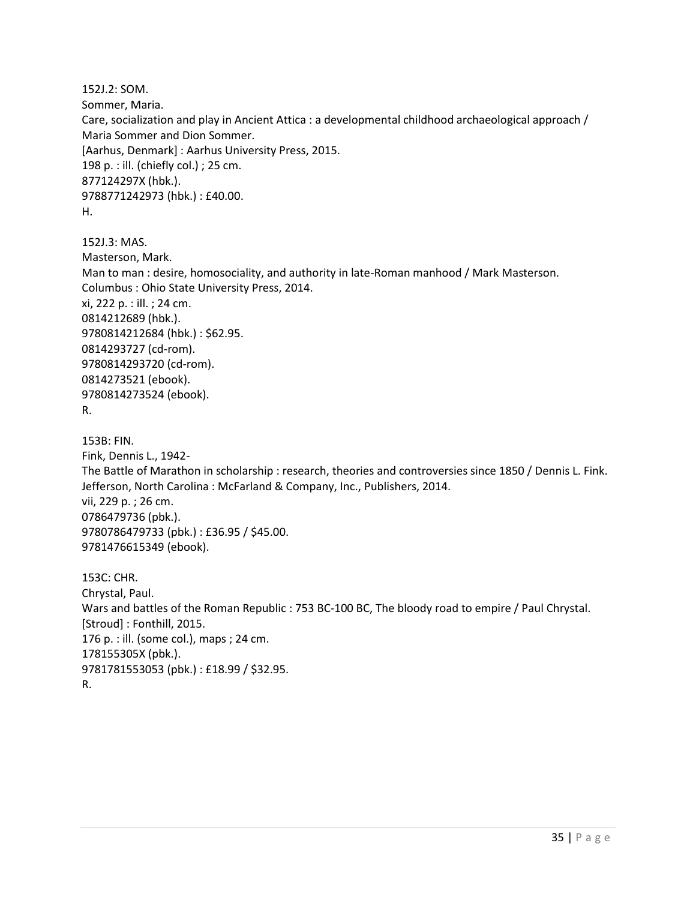152J.2: SOM.
Sommer, Maria.
Care, socialization and play in Ancient Attica : a developmental childhood archaeological approach / Maria Sommer and Dion Sommer.
[Aarhus, Denmark] : Aarhus University Press, 2015.
198 p. : ill. (chiefly col.) ; 25 cm.
877124297X (hbk.).
9788771242973 (hbk.) : £40.00.
H.

152J.3: MAS.
Masterson, Mark.
Man to man : desire, homosociality, and authority in late-Roman manhood / Mark Masterson.
Columbus : Ohio State University Press, 2014.
xi, 222 p. : ill. ; 24 cm.
0814212689 (hbk.).
9780814212684 (hbk.) : $62.95.
0814293727 (cd-rom).
9780814293720 (cd-rom).
0814273521 (ebook).
9780814273524 (ebook).
R.

153B: FIN.
Fink, Dennis L., 1942-
The Battle of Marathon in scholarship : research, theories and controversies since 1850 / Dennis L. Fink.
Jefferson, North Carolina : McFarland & Company, Inc., Publishers, 2014.
vii, 229 p. ; 26 cm.
0786479736 (pbk.).
9780786479733 (pbk.) : £36.95 / $45.00.
9781476615349 (ebook).

153C: CHR.
Chrystal, Paul.
Wars and battles of the Roman Republic : 753 BC-100 BC, The bloody road to empire / Paul Chrystal.
[Stroud] : Fonthill, 2015.
176 p. : ill. (some col.), maps ; 24 cm.
178155305X (pbk.).
9781781553053 (pbk.) : £18.99 / $32.95.
R.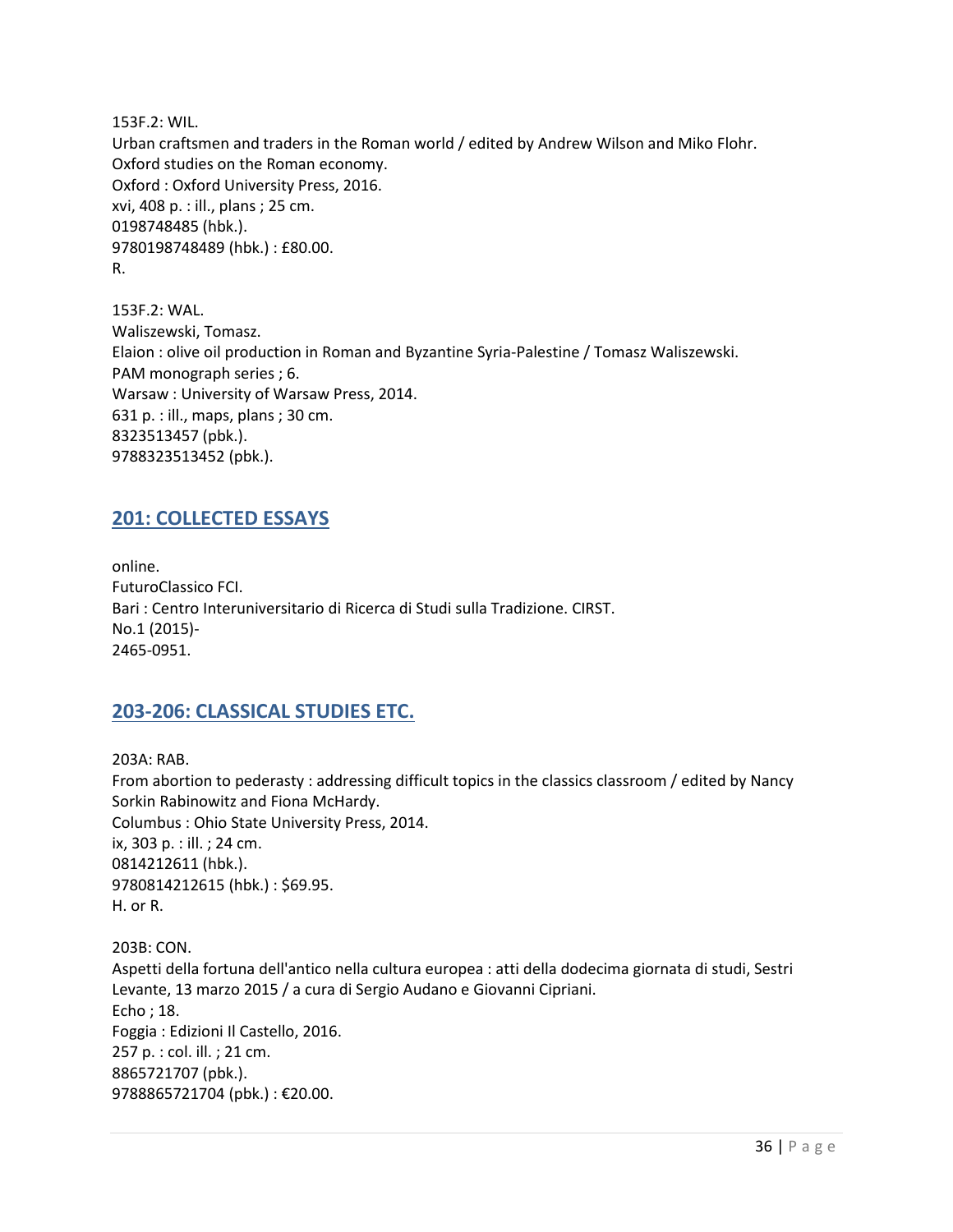153F.2: WIL.
Urban craftsmen and traders in the Roman world / edited by Andrew Wilson and Miko Flohr.
Oxford studies on the Roman economy.
Oxford : Oxford University Press, 2016.
xvi, 408 p. : ill., plans ; 25 cm.
0198748485 (hbk.).
9780198748489 (hbk.) : £80.00.
R.

153F.2: WAL.
Waliszewski, Tomasz.
Elaion : olive oil production in Roman and Byzantine Syria-Palestine / Tomasz Waliszewski.
PAM monograph series ; 6.
Warsaw : University of Warsaw Press, 2014.
631 p. : ill., maps, plans ; 30 cm.
8323513457 (pbk.).
9788323513452 (pbk.).

## 201: COLLECTED ESSAYS

online.
FuturoClassico FCI.
Bari : Centro Interuniversitario di Ricerca di Studi sulla Tradizione. CIRST.
No.1 (2015)-
2465-0951.

## 203-206: CLASSICAL STUDIES ETC.

203A: RAB.
From abortion to pederasty : addressing difficult topics in the classics classroom / edited by Nancy Sorkin Rabinowitz and Fiona McHardy.
Columbus : Ohio State University Press, 2014.
ix, 303 p. : ill. ; 24 cm.
0814212611 (hbk.).
9780814212615 (hbk.) : $69.95.
H. or R.

203B: CON.
Aspetti della fortuna dell'antico nella cultura europea : atti della dodecima giornata di studi, Sestri Levante, 13 marzo 2015 / a cura di Sergio Audano e Giovanni Cipriani.
Echo ; 18.
Foggia : Edizioni Il Castello, 2016.
257 p. : col. ill. ; 21 cm.
8865721707 (pbk.).
9788865721704 (pbk.) : €20.00.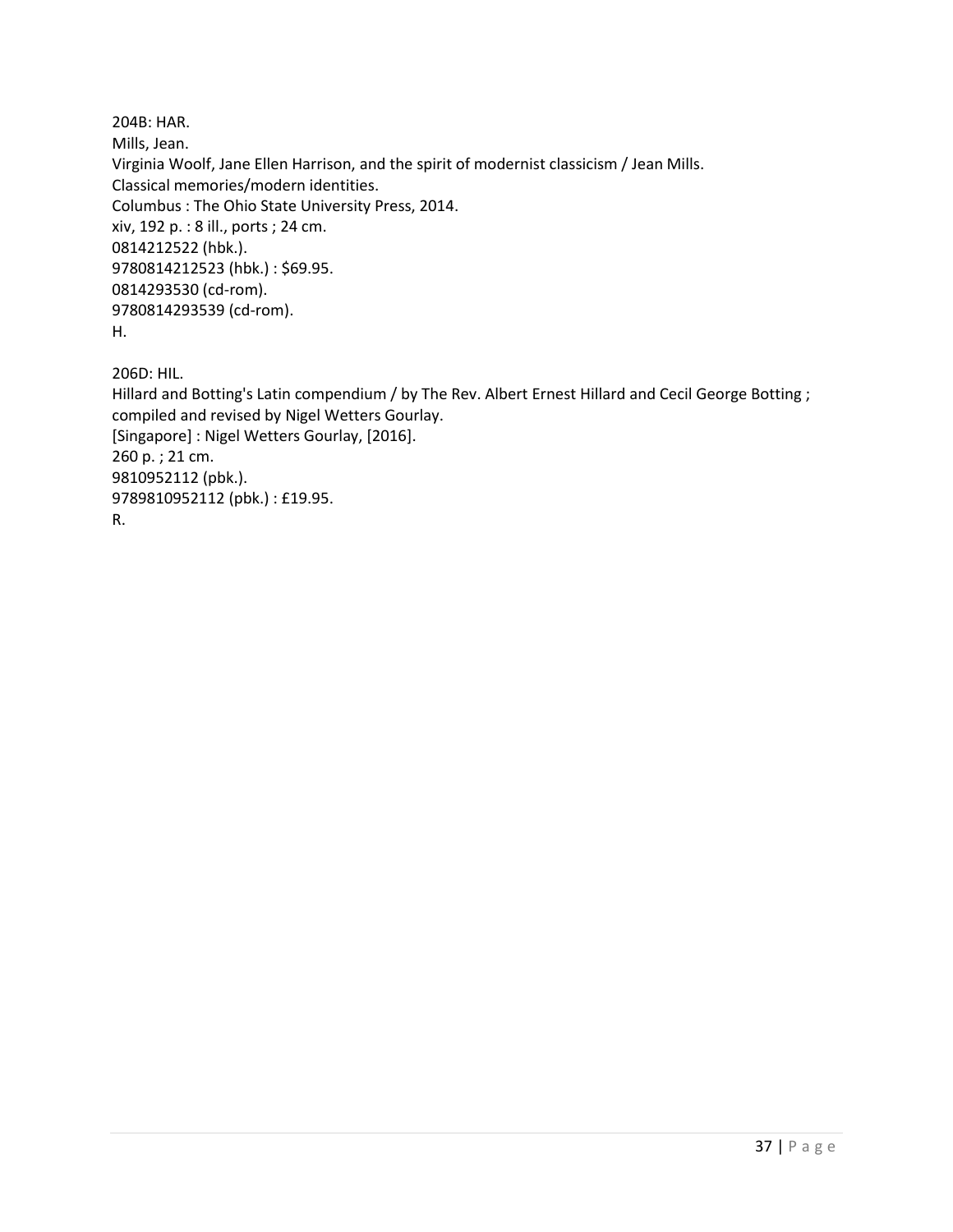204B: HAR.  
Mills, Jean.  
Virginia Woolf, Jane Ellen Harrison, and the spirit of modernist classicism / Jean Mills.  
Classical memories/modern identities.  
Columbus : The Ohio State University Press, 2014.  
xiv, 192 p. : 8 ill., ports ; 24 cm.  
0814212522 (hbk.).  
9780814212523 (hbk.) : $69.95.  
0814293530 (cd-rom).  
9780814293539 (cd-rom).  
H.

206D: HIL.  
Hillard and Botting's Latin compendium / by The Rev. Albert Ernest Hillard and Cecil George Botting ; compiled and revised by Nigel Wetters Gourlay.  
[Singapore] : Nigel Wetters Gourlay, [2016].  
260 p. ; 21 cm.  
9810952112 (pbk.).  
9789810952112 (pbk.) : £19.95.  
R.